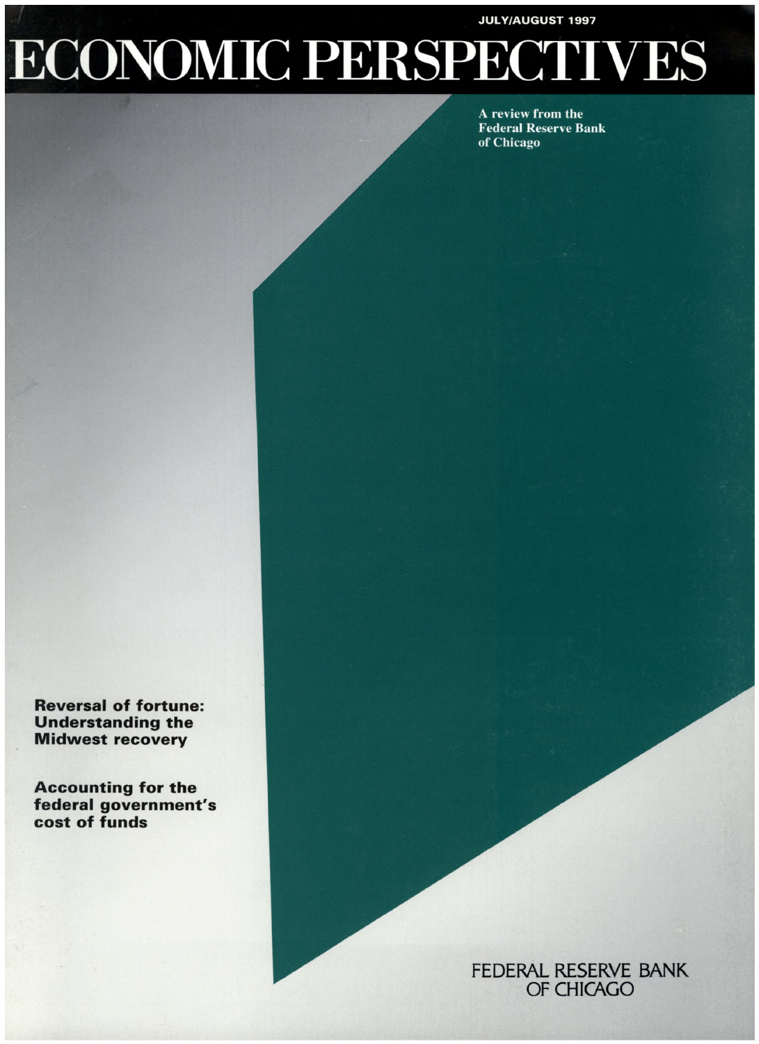JULY/AUGUST 1997

# ECONOMIC PERSPECTIVES

A review from the Federal Reserve Bank of Chicago

**Reversal of fortune: Understanding the Midwest recovery**

**Accounting for the federal government's cost of funds**

FEDERAL RESERVE BANK OF CHICAGO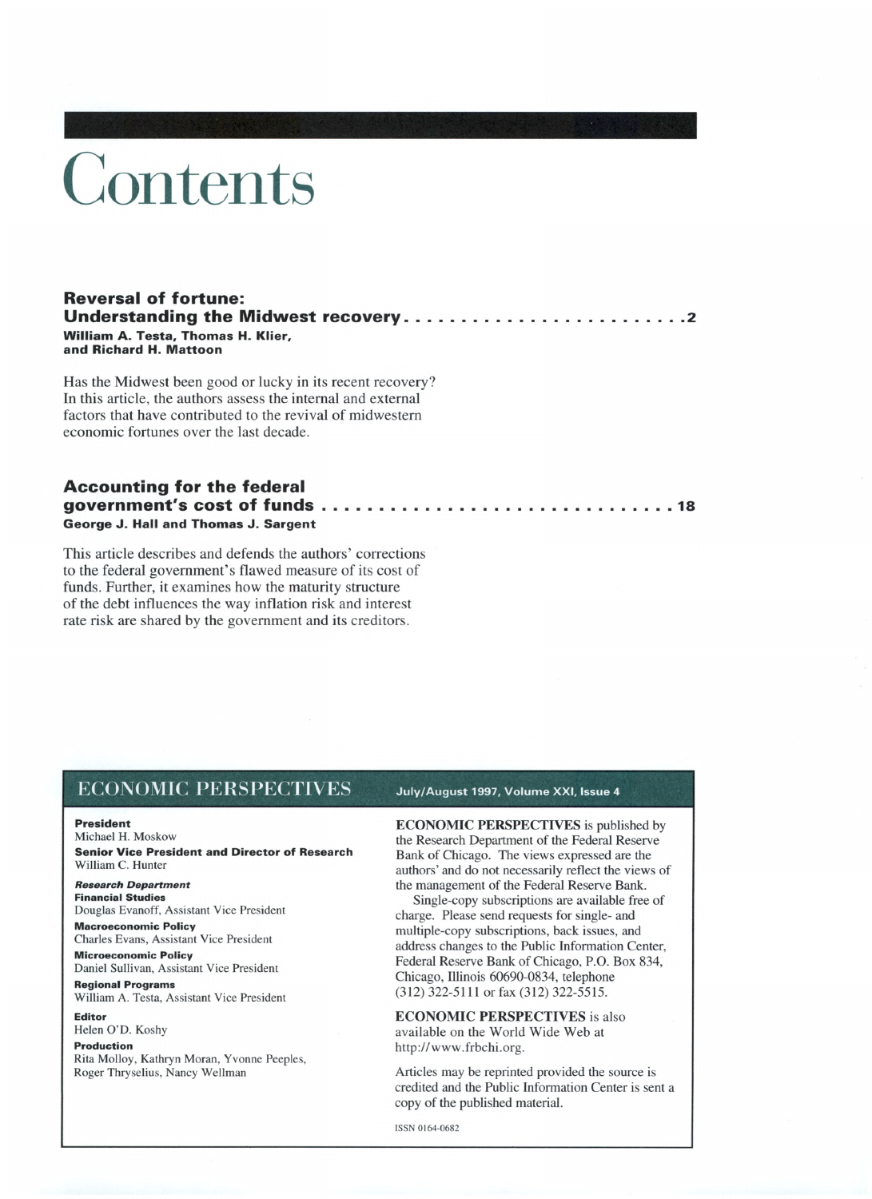# Contents

## Reversal of fortune: Understanding the Midwest recovery ........................ 2

**William A. Testa, Thomas H. Klier, and Richard H. Mattoon**

Has the Midwest been good or lucky in its recent recovery? In this article, the authors assess the internal and external factors that have contributed to the revival of midwestern economic fortunes over the last decade.

## Accounting for the federal government's cost of funds ............................ 18

**George J. Hall and Thomas J. Sargent**

This article describes and defends the authors' corrections to the federal government's flawed measure of its cost of funds. Further, it examines how the maturity structure of the debt influences the way inflation risk and interest rate risk are shared by the government and its creditors.

---

## ECONOMIC PERSPECTIVES

**July/August 1997, Volume XXI, Issue 4**

**President**
Michael H. Moskow

**Senior Vice President and Director of Research**
William C. Hunter

***Research Department***

**Financial Studies**
Douglas Evanoff, Assistant Vice President

**Macroeconomic Policy**
Charles Evans, Assistant Vice President

**Microeconomic Policy**
Daniel Sullivan, Assistant Vice President

**Regional Programs**
William A. Testa, Assistant Vice President

**Editor**
Helen O'D. Koshy

**Production**
Rita Molloy, Kathryn Moran, Yvonne Peeples, Roger Thryselius, Nancy Wellman

**ECONOMIC PERSPECTIVES** is published by the Research Department of the Federal Reserve Bank of Chicago. The views expressed are the authors' and do not necessarily reflect the views of the management of the Federal Reserve Bank.

Single-copy subscriptions are available free of charge. Please send requests for single- and multiple-copy subscriptions, back issues, and address changes to the Public Information Center, Federal Reserve Bank of Chicago, P.O. Box 834, Chicago, Illinois 60690-0834, telephone (312) 322-5111 or fax (312) 322-5515.

**ECONOMIC PERSPECTIVES** is also available on the World Wide Web at http://www.frbchi.org.

Articles may be reprinted provided the source is credited and the Public Information Center is sent a copy of the published material.

ISSN 0164-0682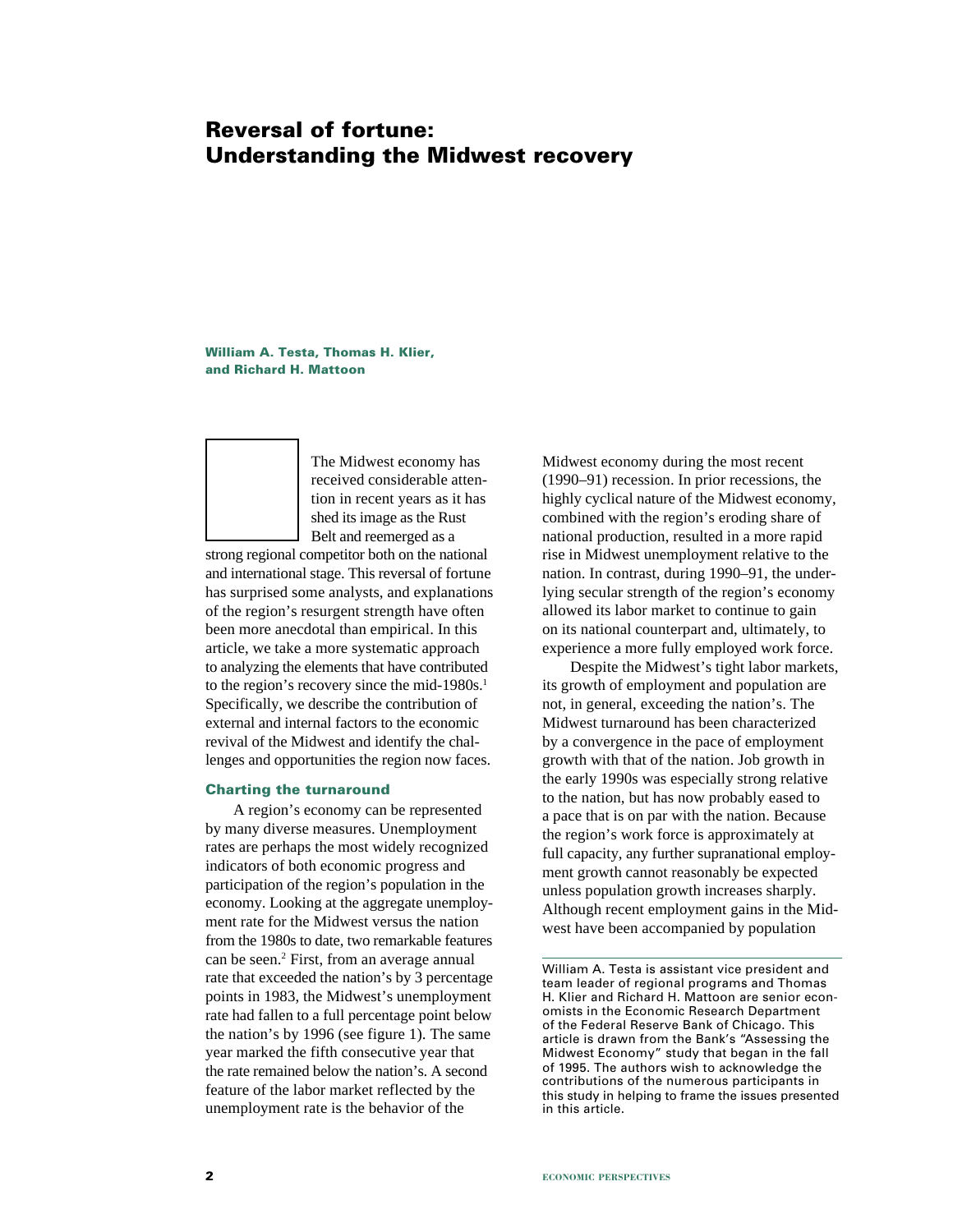# Reversal of fortune: Understanding the Midwest recovery

**William A. Testa, Thomas H. Klier, and Richard H. Mattoon**

The Midwest economy has received considerable attention in recent years as it has shed its image as the Rust Belt and reemerged as a strong regional competitor both on the national and international stage. This reversal of fortune has surprised some analysts, and explanations of the region's resurgent strength have often been more anecdotal than empirical. In this article, we take a more systematic approach to analyzing the elements that have contributed to the region's recovery since the mid-1980s.[1] Specifically, we describe the contribution of external and internal factors to the economic revival of the Midwest and identify the challenges and opportunities the region now faces.

## Charting the turnaround

A region's economy can be represented by many diverse measures. Unemployment rates are perhaps the most widely recognized indicators of both economic progress and participation of the region's population in the economy. Looking at the aggregate unemployment rate for the Midwest versus the nation from the 1980s to date, two remarkable features can be seen.[2] First, from an average annual rate that exceeded the nation's by 3 percentage points in 1983, the Midwest's unemployment rate had fallen to a full percentage point below the nation's by 1996 (see figure 1). The same year marked the fifth consecutive year that the rate remained below the nation's. A second feature of the labor market reflected by the unemployment rate is the behavior of the Midwest economy during the most recent (1990–91) recession. In prior recessions, the highly cyclical nature of the Midwest economy, combined with the region's eroding share of national production, resulted in a more rapid rise in Midwest unemployment relative to the nation. In contrast, during 1990–91, the underlying secular strength of the region's economy allowed its labor market to continue to gain on its national counterpart and, ultimately, to experience a more fully employed work force.

Despite the Midwest's tight labor markets, its growth of employment and population are not, in general, exceeding the nation's. The Midwest turnaround has been characterized by a convergence in the pace of employment growth with that of the nation. Job growth in the early 1990s was especially strong relative to the nation, but has now probably eased to a pace that is on par with the nation. Because the region's work force is approximately at full capacity, any further supranational employment growth cannot reasonably be expected unless population growth increases sharply. Although recent employment gains in the Midwest have been accompanied by population

---

William A. Testa is assistant vice president and team leader of regional programs and Thomas H. Klier and Richard H. Mattoon are senior economists in the Economic Research Department of the Federal Reserve Bank of Chicago. This article is drawn from the Bank's "Assessing the Midwest Economy" study that began in the fall of 1995. The authors wish to acknowledge the contributions of the numerous participants in this study in helping to frame the issues presented in this article.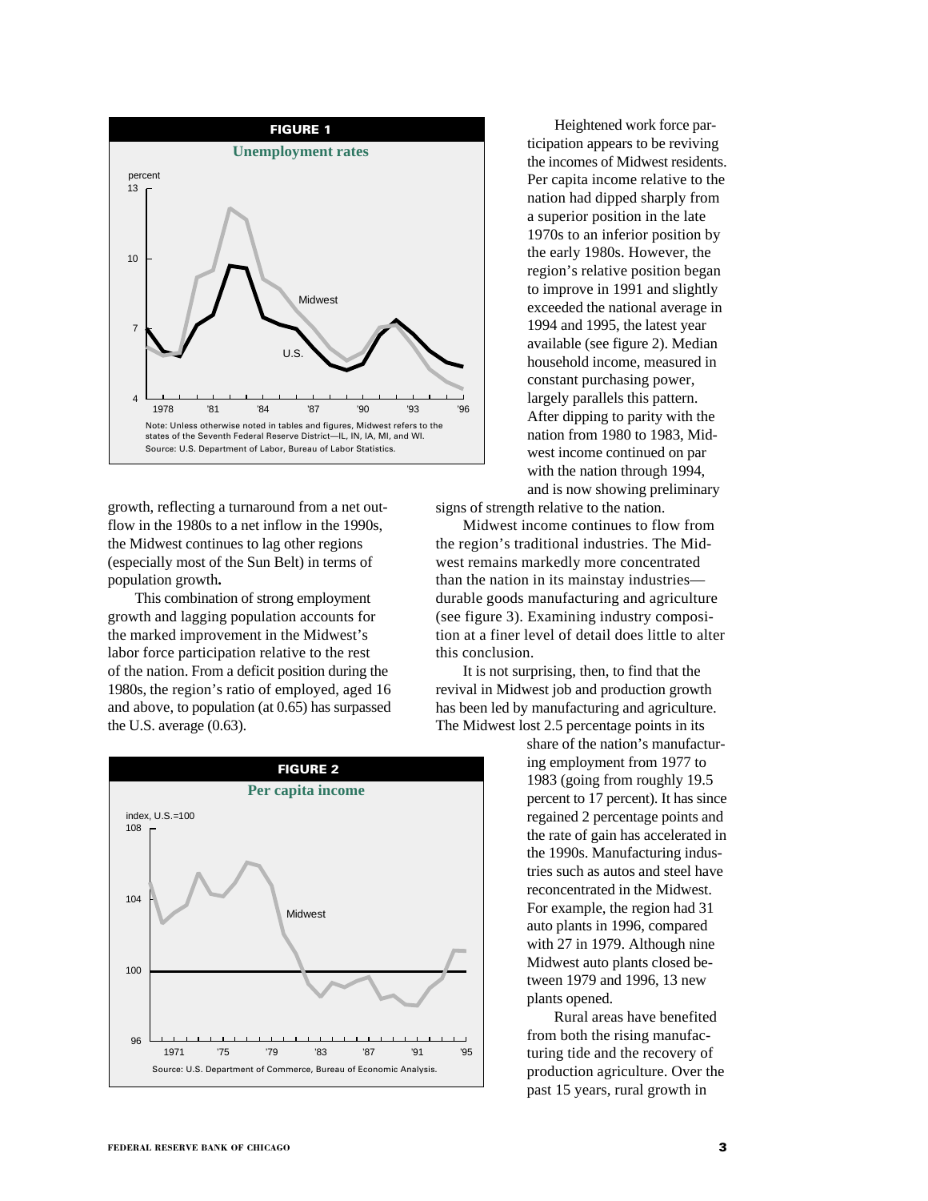**FIGURE 1**

**Unemployment rates**

Note: Unless otherwise noted in tables and figures, Midwest refers to the states of the Seventh Federal Reserve District—IL, IN, IA, MI, and WI.
Source: U.S. Department of Labor, Bureau of Labor Statistics.

growth, reflecting a turnaround from a net outflow in the 1980s to a net inflow in the 1990s, the Midwest continues to lag other regions (especially most of the Sun Belt) in terms of population growth.

This combination of strong employment growth and lagging population accounts for the marked improvement in the Midwest's labor force participation relative to the rest of the nation. From a deficit position during the 1980s, the region's ratio of employed, aged 16 and above, to population (at 0.65) has surpassed the U.S. average (0.63).

**FIGURE 2**

**Per capita income**

Source: U.S. Department of Commerce, Bureau of Economic Analysis.

Heightened work force participation appears to be reviving the incomes of Midwest residents. Per capita income relative to the nation had dipped sharply from a superior position in the late 1970s to an inferior position by the early 1980s. However, the region's relative position began to improve in 1991 and slightly exceeded the national average in 1994 and 1995, the latest year available (see figure 2). Median household income, measured in constant purchasing power, largely parallels this pattern. After dipping to parity with the nation from 1980 to 1983, Midwest income continued on par with the nation through 1994, and is now showing preliminary signs of strength relative to the nation.

Midwest income continues to flow from the region's traditional industries. The Midwest remains markedly more concentrated than the nation in its mainstay industries—durable goods manufacturing and agriculture (see figure 3). Examining industry composition at a finer level of detail does little to alter this conclusion.

It is not surprising, then, to find that the revival in Midwest job and production growth has been led by manufacturing and agriculture. The Midwest lost 2.5 percentage points in its share of the nation's manufacturing employment from 1977 to 1983 (going from roughly 19.5 percent to 17 percent). It has since regained 2 percentage points and the rate of gain has accelerated in the 1990s. Manufacturing industries such as autos and steel have reconcentrated in the Midwest. For example, the region had 31 auto plants in 1996, compared with 27 in 1979. Although nine Midwest auto plants closed between 1979 and 1996, 13 new plants opened.

Rural areas have benefited from both the rising manufacturing tide and the recovery of production agriculture. Over the past 15 years, rural growth in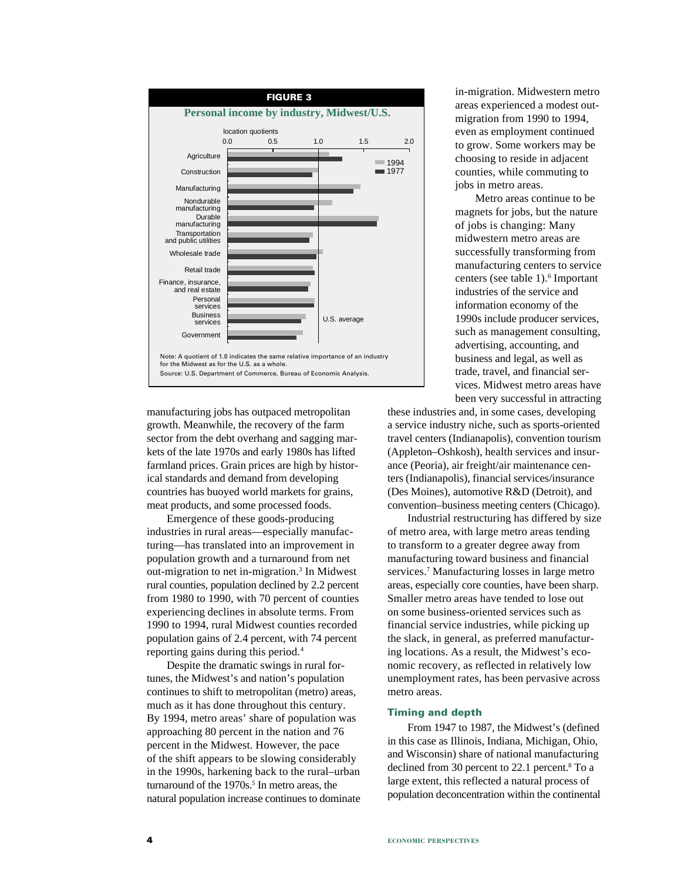**FIGURE 3**

**Personal income by industry, Midwest/U.S.**

Note: A quotient of 1.0 indicates the same relative importance of an industry for the Midwest as for the U.S. as a whole.

Source: U.S. Department of Commerce, Bureau of Economic Analysis.

manufacturing jobs has outpaced metropolitan growth. Meanwhile, the recovery of the farm sector from the debt overhang and sagging markets of the late 1970s and early 1980s has lifted farmland prices. Grain prices are high by historical standards and demand from developing countries has buoyed world markets for grains, meat products, and some processed foods.

Emergence of these goods-producing industries in rural areas—especially manufacturing—has translated into an improvement in population growth and a turnaround from net out-migration to net in-migration.[3] In Midwest rural counties, population declined by 2.2 percent from 1980 to 1990, with 70 percent of counties experiencing declines in absolute terms. From 1990 to 1994, rural Midwest counties recorded population gains of 2.4 percent, with 74 percent reporting gains during this period.[4]

Despite the dramatic swings in rural fortunes, the Midwest's and nation's population continues to shift to metropolitan (metro) areas, much as it has done throughout this century. By 1994, metro areas' share of population was approaching 80 percent in the nation and 76 percent in the Midwest. However, the pace of the shift appears to be slowing considerably in the 1990s, harkening back to the rural–urban turnaround of the 1970s.[5] In metro areas, the natural population increase continues to dominate in-migration. Midwestern metro areas experienced a modest out-migration from 1990 to 1994, even as employment continued to grow. Some workers may be choosing to reside in adjacent counties, while commuting to jobs in metro areas.

Metro areas continue to be magnets for jobs, but the nature of jobs is changing: Many midwestern metro areas are successfully transforming from manufacturing centers to service centers (see table 1).[6] Important industries of the service and information economy of the 1990s include producer services, such as management consulting, advertising, accounting, and business and legal, as well as trade, travel, and financial services. Midwest metro areas have been very successful in attracting these industries and, in some cases, developing a service industry niche, such as sports-oriented travel centers (Indianapolis), convention tourism (Appleton–Oshkosh), health services and insurance (Peoria), air freight/air maintenance centers (Indianapolis), financial services/insurance (Des Moines), automotive R&D (Detroit), and convention–business meeting centers (Chicago).

Industrial restructuring has differed by size of metro area, with large metro areas tending to transform to a greater degree away from manufacturing toward business and financial services.[7] Manufacturing losses in large metro areas, especially core counties, have been sharp. Smaller metro areas have tended to lose out on some business-oriented services such as financial service industries, while picking up the slack, in general, as preferred manufacturing locations. As a result, the Midwest's economic recovery, as reflected in relatively low unemployment rates, has been pervasive across metro areas.

### Timing and depth

From 1947 to 1987, the Midwest's (defined in this case as Illinois, Indiana, Michigan, Ohio, and Wisconsin) share of national manufacturing declined from 30 percent to 22.1 percent.[8] To a large extent, this reflected a natural process of population deconcentration within the continental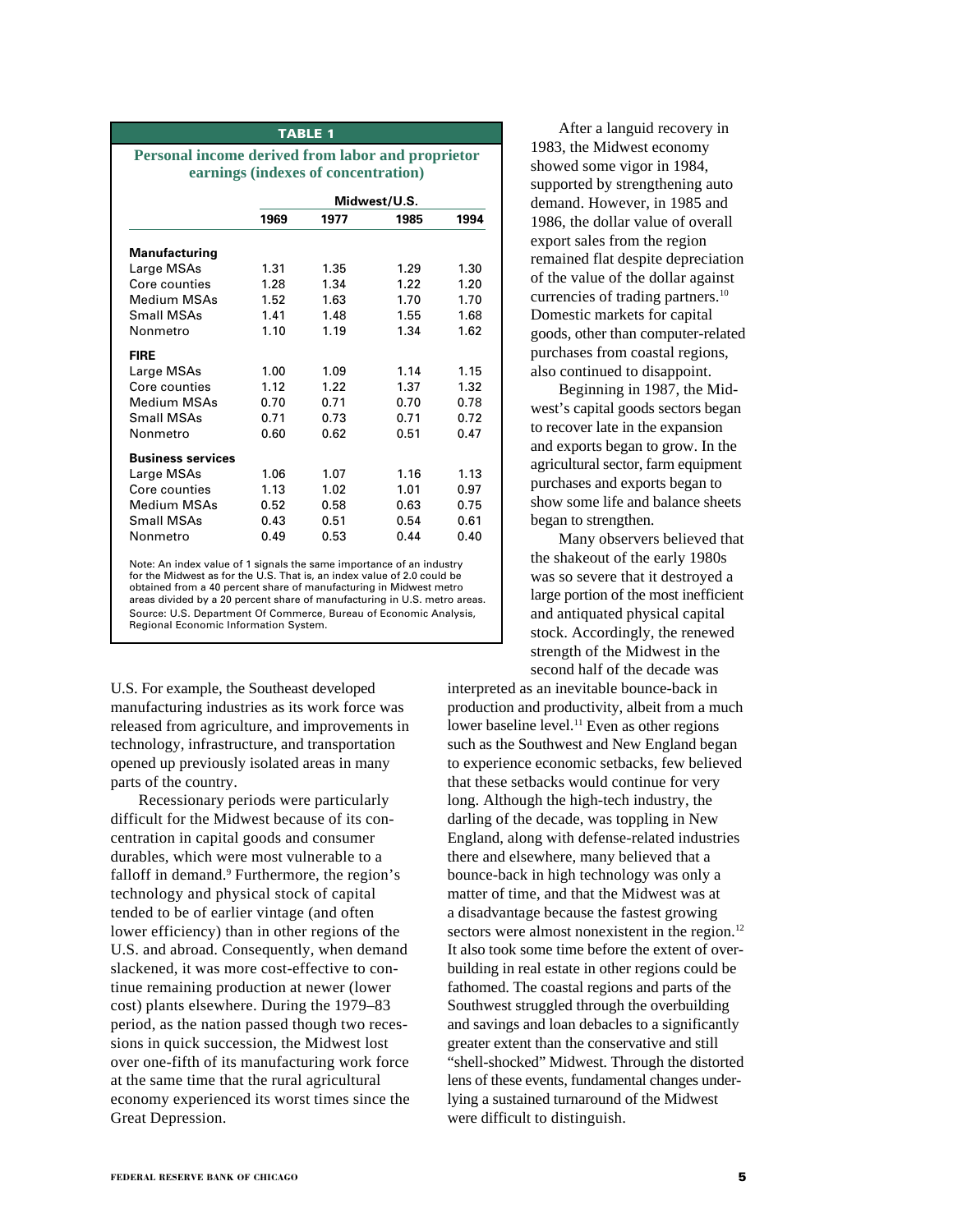**TABLE 1**

**Personal income derived from labor and proprietor earnings (indexes of concentration)**

| | Midwest/U.S. | | | |
|---|---|---|---|---|
| | 1969 | 1977 | 1985 | 1994 |
| **Manufacturing** | | | | |
| Large MSAs | 1.31 | 1.35 | 1.29 | 1.30 |
| Core counties | 1.28 | 1.34 | 1.22 | 1.20 |
| Medium MSAs | 1.52 | 1.63 | 1.70 | 1.70 |
| Small MSAs | 1.41 | 1.48 | 1.55 | 1.68 |
| Nonmetro | 1.10 | 1.19 | 1.34 | 1.62 |
| **FIRE** | | | | |
| Large MSAs | 1.00 | 1.09 | 1.14 | 1.15 |
| Core counties | 1.12 | 1.22 | 1.37 | 1.32 |
| Medium MSAs | 0.70 | 0.71 | 0.70 | 0.78 |
| Small MSAs | 0.71 | 0.73 | 0.71 | 0.72 |
| Nonmetro | 0.60 | 0.62 | 0.51 | 0.47 |
| **Business services** | | | | |
| Large MSAs | 1.06 | 1.07 | 1.16 | 1.13 |
| Core counties | 1.13 | 1.02 | 1.01 | 0.97 |
| Medium MSAs | 0.52 | 0.58 | 0.63 | 0.75 |
| Small MSAs | 0.43 | 0.51 | 0.54 | 0.61 |
| Nonmetro | 0.49 | 0.53 | 0.44 | 0.40 |

Note: An index value of 1 signals the same importance of an industry for the Midwest as for the U.S. That is, an index value of 2.0 could be obtained from a 40 percent share of manufacturing in Midwest metro areas divided by a 20 percent share of manufacturing in U.S. metro areas.
Source: U.S. Department Of Commerce, Bureau of Economic Analysis, Regional Economic Information System.

U.S. For example, the Southeast developed manufacturing industries as its work force was released from agriculture, and improvements in technology, infrastructure, and transportation opened up previously isolated areas in many parts of the country.

Recessionary periods were particularly difficult for the Midwest because of its concentration in capital goods and consumer durables, which were most vulnerable to a falloff in demand.[9] Furthermore, the region's technology and physical stock of capital tended to be of earlier vintage (and often lower efficiency) than in other regions of the U.S. and abroad. Consequently, when demand slackened, it was more cost-effective to continue remaining production at newer (lower cost) plants elsewhere. During the 1979–83 period, as the nation passed though two recessions in quick succession, the Midwest lost over one-fifth of its manufacturing work force at the same time that the rural agricultural economy experienced its worst times since the Great Depression.

After a languid recovery in 1983, the Midwest economy showed some vigor in 1984, supported by strengthening auto demand. However, in 1985 and 1986, the dollar value of overall export sales from the region remained flat despite depreciation of the value of the dollar against currencies of trading partners.[10] Domestic markets for capital goods, other than computer-related purchases from coastal regions, also continued to disappoint.

Beginning in 1987, the Midwest's capital goods sectors began to recover late in the expansion and exports began to grow. In the agricultural sector, farm equipment purchases and exports began to show some life and balance sheets began to strengthen.

Many observers believed that the shakeout of the early 1980s was so severe that it destroyed a large portion of the most inefficient and antiquated physical capital stock. Accordingly, the renewed strength of the Midwest in the second half of the decade was interpreted as an inevitable bounce-back in production and productivity, albeit from a much lower baseline level.[11] Even as other regions such as the Southwest and New England began to experience economic setbacks, few believed that these setbacks would continue for very long. Although the high-tech industry, the darling of the decade, was toppling in New England, along with defense-related industries there and elsewhere, many believed that a bounce-back in high technology was only a matter of time, and that the Midwest was at a disadvantage because the fastest growing sectors were almost nonexistent in the region.[12] It also took some time before the extent of overbuilding in real estate in other regions could be fathomed. The coastal regions and parts of the Southwest struggled through the overbuilding and savings and loan debacles to a significantly greater extent than the conservative and still "shell-shocked" Midwest. Through the distorted lens of these events, fundamental changes underlying a sustained turnaround of the Midwest were difficult to distinguish.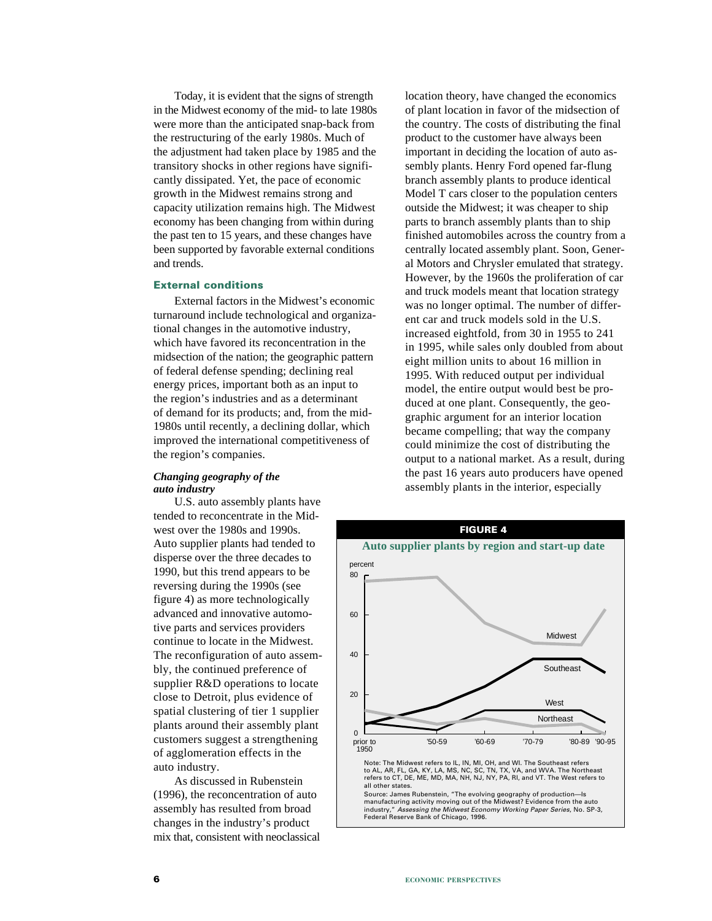Today, it is evident that the signs of strength in the Midwest economy of the mid- to late 1980s were more than the anticipated snap-back from the restructuring of the early 1980s. Much of the adjustment had taken place by 1985 and the transitory shocks in other regions have significantly dissipated. Yet, the pace of economic growth in the Midwest remains strong and capacity utilization remains high. The Midwest economy has been changing from within during the past ten to 15 years, and these changes have been supported by favorable external conditions and trends.

### External conditions

External factors in the Midwest's economic turnaround include technological and organizational changes in the automotive industry, which have favored its reconcentration in the midsection of the nation; the geographic pattern of federal defense spending; declining real energy prices, important both as an input to the region's industries and as a determinant of demand for its products; and, from the mid-1980s until recently, a declining dollar, which improved the international competitiveness of the region's companies.

#### *Changing geography of the auto industry*

U.S. auto assembly plants have tended to reconcentrate in the Midwest over the 1980s and 1990s. Auto supplier plants had tended to disperse over the three decades to 1990, but this trend appears to be reversing during the 1990s (see figure 4) as more technologically advanced and innovative automotive parts and services providers continue to locate in the Midwest. The reconfiguration of auto assembly, the continued preference of supplier R&D operations to locate close to Detroit, plus evidence of spatial clustering of tier 1 supplier plants around their assembly plant customers suggest a strengthening of agglomeration effects in the auto industry.

As discussed in Rubenstein (1996), the reconcentration of auto assembly has resulted from broad changes in the industry's product mix that, consistent with neoclassical location theory, have changed the economics of plant location in favor of the midsection of the country. The costs of distributing the final product to the customer have always been important in deciding the location of auto assembly plants. Henry Ford opened far-flung branch assembly plants to produce identical Model T cars closer to the population centers outside the Midwest; it was cheaper to ship parts to branch assembly plants than to ship finished automobiles across the country from a centrally located assembly plant. Soon, General Motors and Chrysler emulated that strategy. However, by the 1960s the proliferation of car and truck models meant that location strategy was no longer optimal. The number of different car and truck models sold in the U.S. increased eightfold, from 30 in 1955 to 241 in 1995, while sales only doubled from about eight million units to about 16 million in 1995. With reduced output per individual model, the entire output would best be produced at one plant. Consequently, the geographic argument for an interior location became compelling; that way the company could minimize the cost of distributing the output to a national market. As a result, during the past 16 years auto producers have opened assembly plants in the interior, especially

**FIGURE 4**

**Auto supplier plants by region and start-up date**

Note: The Midwest refers to IL, IN, MI, OH, and WI. The Southeast refers to AL, AR, FL, GA, KY, LA, MS, NC, SC, TN, TX, VA, and WVA. The Northeast refers to CT, DE, ME, MD, MA, NH, NJ, NY, PA, RI, and VT. The West refers to all other states.

Source: James Rubenstein, "The evolving geography of production—Is manufacturing activity moving out of the Midwest? Evidence from the auto industry," *Assessing the Midwest Economy Working Paper Series*, No. SP-3, Federal Reserve Bank of Chicago, 1996.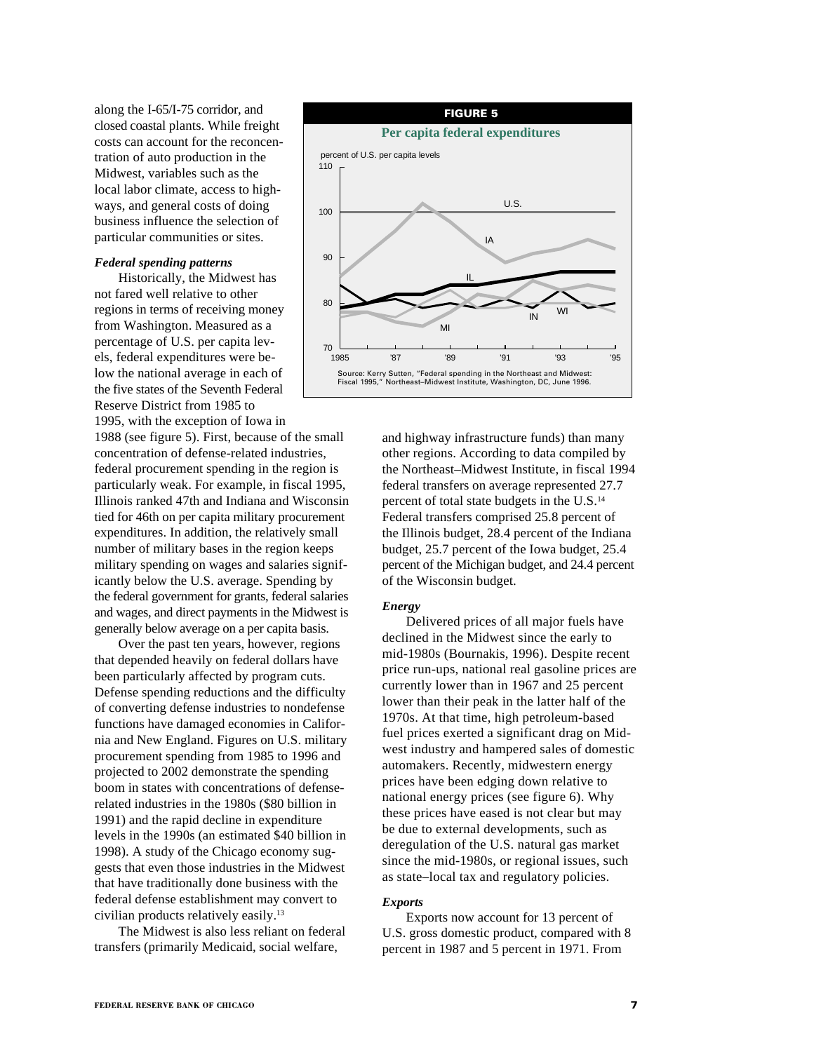along the I-65/I-75 corridor, and closed coastal plants. While freight costs can account for the reconcentration of auto production in the Midwest, variables such as the local labor climate, access to highways, and general costs of doing business influence the selection of particular communities or sites.

***Federal spending patterns***

Historically, the Midwest has not fared well relative to other regions in terms of receiving money from Washington. Measured as a percentage of U.S. per capita levels, federal expenditures were below the national average in each of the five states of the Seventh Federal Reserve District from 1985 to 1995, with the exception of Iowa in 1988 (see figure 5). First, because of the small concentration of defense-related industries, federal procurement spending in the region is particularly weak. For example, in fiscal 1995, Illinois ranked 47th and Indiana and Wisconsin tied for 46th on per capita military procurement expenditures. In addition, the relatively small number of military bases in the region keeps military spending on wages and salaries significantly below the U.S. average. Spending by the federal government for grants, federal salaries and wages, and direct payments in the Midwest is generally below average on a per capita basis.

Over the past ten years, however, regions that depended heavily on federal dollars have been particularly affected by program cuts. Defense spending reductions and the difficulty of converting defense industries to nondefense functions have damaged economies in California and New England. Figures on U.S. military procurement spending from 1985 to 1996 and projected to 2002 demonstrate the spending boom in states with concentrations of defense-related industries in the 1980s ($80 billion in 1991) and the rapid decline in expenditure levels in the 1990s (an estimated $40 billion in 1998). A study of the Chicago economy suggests that even those industries in the Midwest that have traditionally done business with the federal defense establishment may convert to civilian products relatively easily.[13]

The Midwest is also less reliant on federal transfers (primarily Medicaid, social welfare, and highway infrastructure funds) than many other regions. According to data compiled by the Northeast–Midwest Institute, in fiscal 1994 federal transfers on average represented 27.7 percent of total state budgets in the U.S.[14] Federal transfers comprised 25.8 percent of the Illinois budget, 28.4 percent of the Indiana budget, 25.7 percent of the Iowa budget, 25.4 percent of the Michigan budget, and 24.4 percent of the Wisconsin budget.

**FIGURE 5**

**Per capita federal expenditures**

Source: Kerry Sutten, "Federal spending in the Northeast and Midwest: Fiscal 1995," Northeast–Midwest Institute, Washington, DC, June 1996.

***Energy***

Delivered prices of all major fuels have declined in the Midwest since the early to mid-1980s (Bournakis, 1996). Despite recent price run-ups, national real gasoline prices are currently lower than in 1967 and 25 percent lower than their peak in the latter half of the 1970s. At that time, high petroleum-based fuel prices exerted a significant drag on Midwest industry and hampered sales of domestic automakers. Recently, midwestern energy prices have been edging down relative to national energy prices (see figure 6). Why these prices have eased is not clear but may be due to external developments, such as deregulation of the U.S. natural gas market since the mid-1980s, or regional issues, such as state–local tax and regulatory policies.

***Exports***

Exports now account for 13 percent of U.S. gross domestic product, compared with 8 percent in 1987 and 5 percent in 1971. From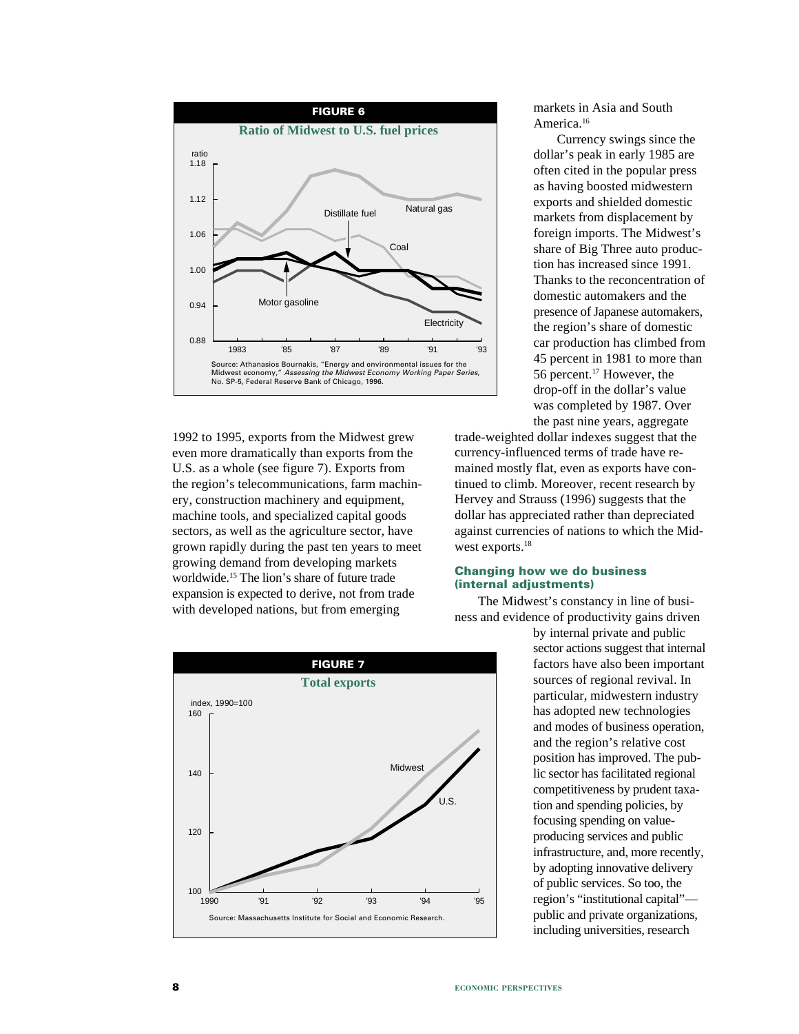**FIGURE 6**

**Ratio of Midwest to U.S. fuel prices**

Source: Athanasios Bournakis, "Energy and environmental issues for the Midwest economy," *Assessing the Midwest Economy Working Paper Series*, No. SP-5, Federal Reserve Bank of Chicago, 1996.

1992 to 1995, exports from the Midwest grew even more dramatically than exports from the U.S. as a whole (see figure 7). Exports from the region's telecommunications, farm machinery, construction machinery and equipment, machine tools, and specialized capital goods sectors, as well as the agriculture sector, have grown rapidly during the past ten years to meet growing demand from developing markets worldwide.[15] The lion's share of future trade expansion is expected to derive, not from trade with developed nations, but from emerging markets in Asia and South America.[16]

Currency swings since the dollar's peak in early 1985 are often cited in the popular press as having boosted midwestern exports and shielded domestic markets from displacement by foreign imports. The Midwest's share of Big Three auto production has increased since 1991. Thanks to the reconcentration of domestic automakers and the presence of Japanese automakers, the region's share of domestic car production has climbed from 45 percent in 1981 to more than 56 percent.[17] However, the drop-off in the dollar's value was completed by 1987. Over the past nine years, aggregate trade-weighted dollar indexes suggest that the currency-influenced terms of trade have remained mostly flat, even as exports have continued to climb. Moreover, recent research by Hervey and Strauss (1996) suggests that the dollar has appreciated rather than depreciated against currencies of nations to which the Midwest exports.[18]

### Changing how we do business (internal adjustments)

The Midwest's constancy in line of business and evidence of productivity gains driven by internal private and public sector actions suggest that internal factors have also been important sources of regional revival. In particular, midwestern industry has adopted new technologies and modes of business operation, and the region's relative cost position has improved. The public sector has facilitated regional competitiveness by prudent taxation and spending policies, by focusing spending on value-producing services and public infrastructure, and, more recently, by adopting innovative delivery of public services. So too, the region's "institutional capital"—public and private organizations, including universities, research

**FIGURE 7**

**Total exports**

Source: Massachusetts Institute for Social and Economic Research.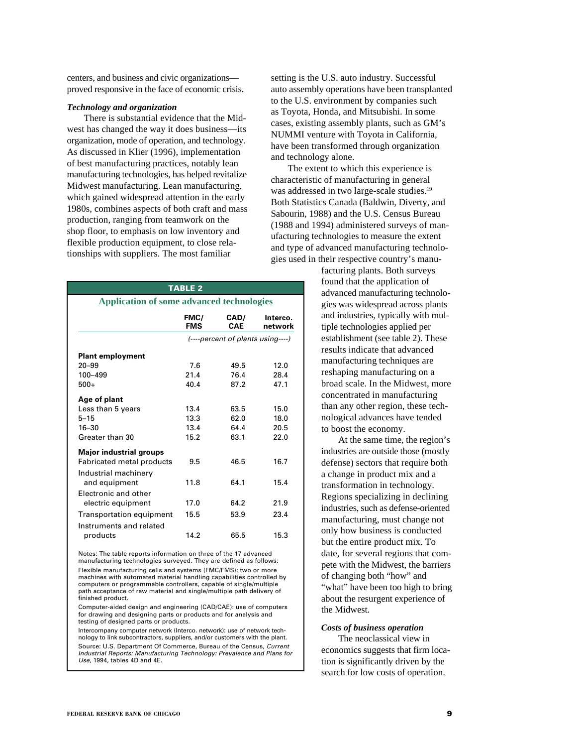centers, and business and civic organizations—proved responsive in the face of economic crisis.

### *Technology and organization*

There is substantial evidence that the Midwest has changed the way it does business—its organization, mode of operation, and technology. As discussed in Klier (1996), implementation of best manufacturing practices, notably lean manufacturing technologies, has helped revitalize Midwest manufacturing. Lean manufacturing, which gained widespread attention in the early 1980s, combines aspects of both craft and mass production, ranging from teamwork on the shop floor, to emphasis on low inventory and flexible production equipment, to close relationships with suppliers. The most familiar setting is the U.S. auto industry. Successful auto assembly operations have been transplanted to the U.S. environment by companies such as Toyota, Honda, and Mitsubishi. In some cases, existing assembly plants, such as GM's NUMMI venture with Toyota in California, have been transformed through organization and technology alone.

The extent to which this experience is characteristic of manufacturing in general was addressed in two large-scale studies.[19] Both Statistics Canada (Baldwin, Diverty, and Sabourin, 1988) and the U.S. Census Bureau (1988 and 1994) administered surveys of manufacturing technologies to measure the extent and type of advanced manufacturing technologies used in their respective country's manufacturing plants. Both surveys found that the application of advanced manufacturing technologies was widespread across plants and industries, typically with multiple technologies applied per establishment (see table 2). These results indicate that advanced manufacturing techniques are reshaping manufacturing on a broad scale. In the Midwest, more concentrated in manufacturing than any other region, these technological advances have tended to boost the economy.

**TABLE 2**

**Application of some advanced technologies**

| | FMC/ FMS | CAD/ CAE | Interco. network |
|---|---|---|---|
| | *(----percent of plants using----)* | | |
| **Plant employment** | | | |
| 20–99 | 7.6 | 49.5 | 12.0 |
| 100–499 | 21.4 | 76.4 | 28.4 |
| 500+ | 40.4 | 87.2 | 47.1 |
| **Age of plant** | | | |
| Less than 5 years | 13.4 | 63.5 | 15.0 |
| 5–15 | 13.3 | 62.0 | 18.0 |
| 16–30 | 13.4 | 64.4 | 20.5 |
| Greater than 30 | 15.2 | 63.1 | 22.0 |
| **Major industrial groups** | | | |
| Fabricated metal products | 9.5 | 46.5 | 16.7 |
| Industrial machinery and equipment | 11.8 | 64.1 | 15.4 |
| Electronic and other electric equipment | 17.0 | 64.2 | 21.9 |
| Transportation equipment | 15.5 | 53.9 | 23.4 |
| Instruments and related products | 14.2 | 65.5 | 15.3 |

Notes: The table reports information on three of the 17 advanced manufacturing technologies surveyed. They are defined as follows:

Flexible manufacturing cells and systems (FMC/FMS): two or more machines with automated material handling capabilities controlled by computers or programmable controllers, capable of single/multiple path acceptance of raw material and single/multiple path delivery of finished product.

Computer-aided design and engineering (CAD/CAE): use of computers for drawing and designing parts or products and for analysis and testing of designed parts or products.

Intercompany computer network (Interco. network): use of network technology to link subcontractors, suppliers, and/or customers with the plant.

Source: U.S. Department Of Commerce, Bureau of the Census, *Current Industrial Reports: Manufacturing Technology: Prevalence and Plans for Use*, 1994, tables 4D and 4E.

At the same time, the region's industries are outside those (mostly defense) sectors that require both a change in product mix and a transformation in technology. Regions specializing in declining industries, such as defense-oriented manufacturing, must change not only how business is conducted but the entire product mix. To date, for several regions that compete with the Midwest, the barriers of changing both "how" and "what" have been too high to bring about the resurgent experience of the Midwest.

### *Costs of business operation*

The neoclassical view in economics suggests that firm location is significantly driven by the search for low costs of operation.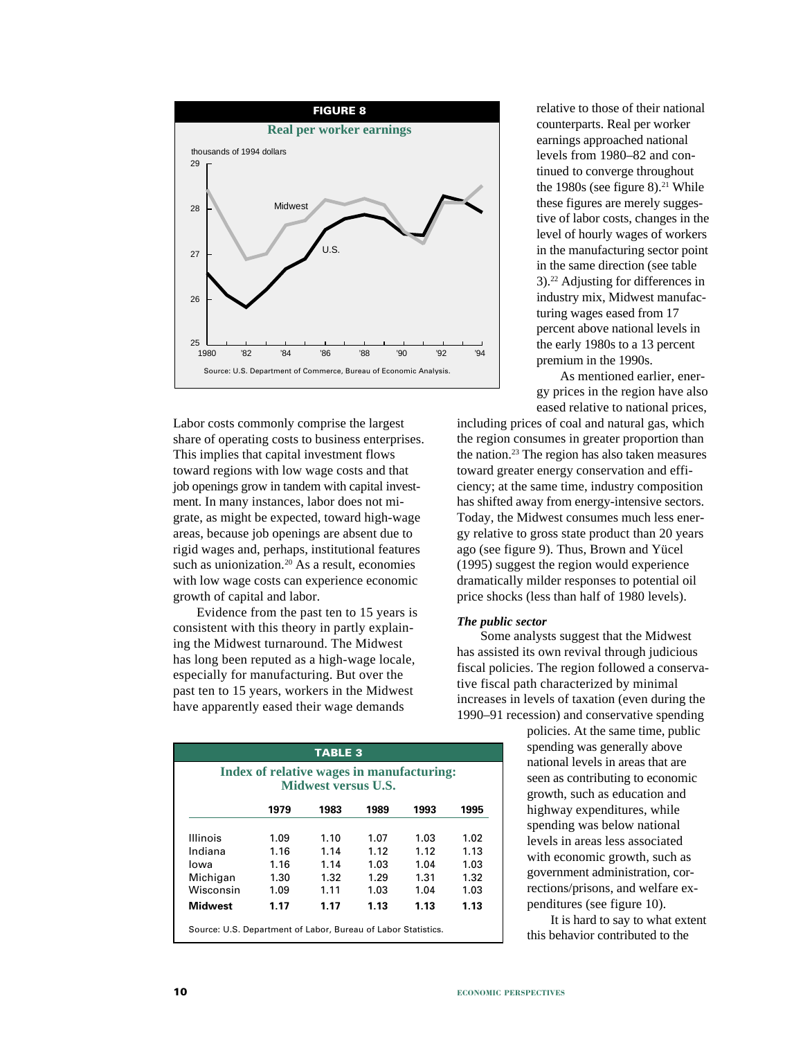**FIGURE 8**

**Real per worker earnings**

thousands of 1994 dollars

Source: U.S. Department of Commerce, Bureau of Economic Analysis.

Labor costs commonly comprise the largest share of operating costs to business enterprises. This implies that capital investment flows toward regions with low wage costs and that job openings grow in tandem with capital investment. In many instances, labor does not migrate, as might be expected, toward high-wage areas, because job openings are absent due to rigid wages and, perhaps, institutional features such as unionization.[20] As a result, economies with low wage costs can experience economic growth of capital and labor.

Evidence from the past ten to 15 years is consistent with this theory in partly explaining the Midwest turnaround. The Midwest has long been reputed as a high-wage locale, especially for manufacturing. But over the past ten to 15 years, workers in the Midwest have apparently eased their wage demands relative to those of their national counterparts. Real per worker earnings approached national levels from 1980–82 and continued to converge throughout the 1980s (see figure 8).[21] While these figures are merely suggestive of labor costs, changes in the level of hourly wages of workers in the manufacturing sector point in the same direction (see table 3).[22] Adjusting for differences in industry mix, Midwest manufacturing wages eased from 17 percent above national levels in the early 1980s to a 13 percent premium in the 1990s.

As mentioned earlier, energy prices in the region have also eased relative to national prices, including prices of coal and natural gas, which the region consumes in greater proportion than the nation.[23] The region has also taken measures toward greater energy conservation and efficiency; at the same time, industry composition has shifted away from energy-intensive sectors. Today, the Midwest consumes much less energy relative to gross state product than 20 years ago (see figure 9). Thus, Brown and Yücel (1995) suggest the region would experience dramatically milder responses to potential oil price shocks (less than half of 1980 levels).

**TABLE 3**

**Index of relative wages in manufacturing: Midwest versus U.S.**

| | 1979 | 1983 | 1989 | 1993 | 1995 |
|---|---|---|---|---|---|
| Illinois | 1.09 | 1.10 | 1.07 | 1.03 | 1.02 |
| Indiana | 1.16 | 1.14 | 1.12 | 1.12 | 1.13 |
| Iowa | 1.16 | 1.14 | 1.03 | 1.04 | 1.03 |
| Michigan | 1.30 | 1.32 | 1.29 | 1.31 | 1.32 |
| Wisconsin | 1.09 | 1.11 | 1.03 | 1.04 | 1.03 |
| **Midwest** | **1.17** | **1.17** | **1.13** | **1.13** | **1.13** |

Source: U.S. Department of Labor, Bureau of Labor Statistics.

### *The public sector*

Some analysts suggest that the Midwest has assisted its own revival through judicious fiscal policies. The region followed a conservative fiscal path characterized by minimal increases in levels of taxation (even during the 1990–91 recession) and conservative spending policies. At the same time, public spending was generally above national levels in areas that are seen as contributing to economic growth, such as education and highway expenditures, while spending was below national levels in areas less associated with economic growth, such as government administration, corrections/prisons, and welfare expenditures (see figure 10).

It is hard to say to what extent this behavior contributed to the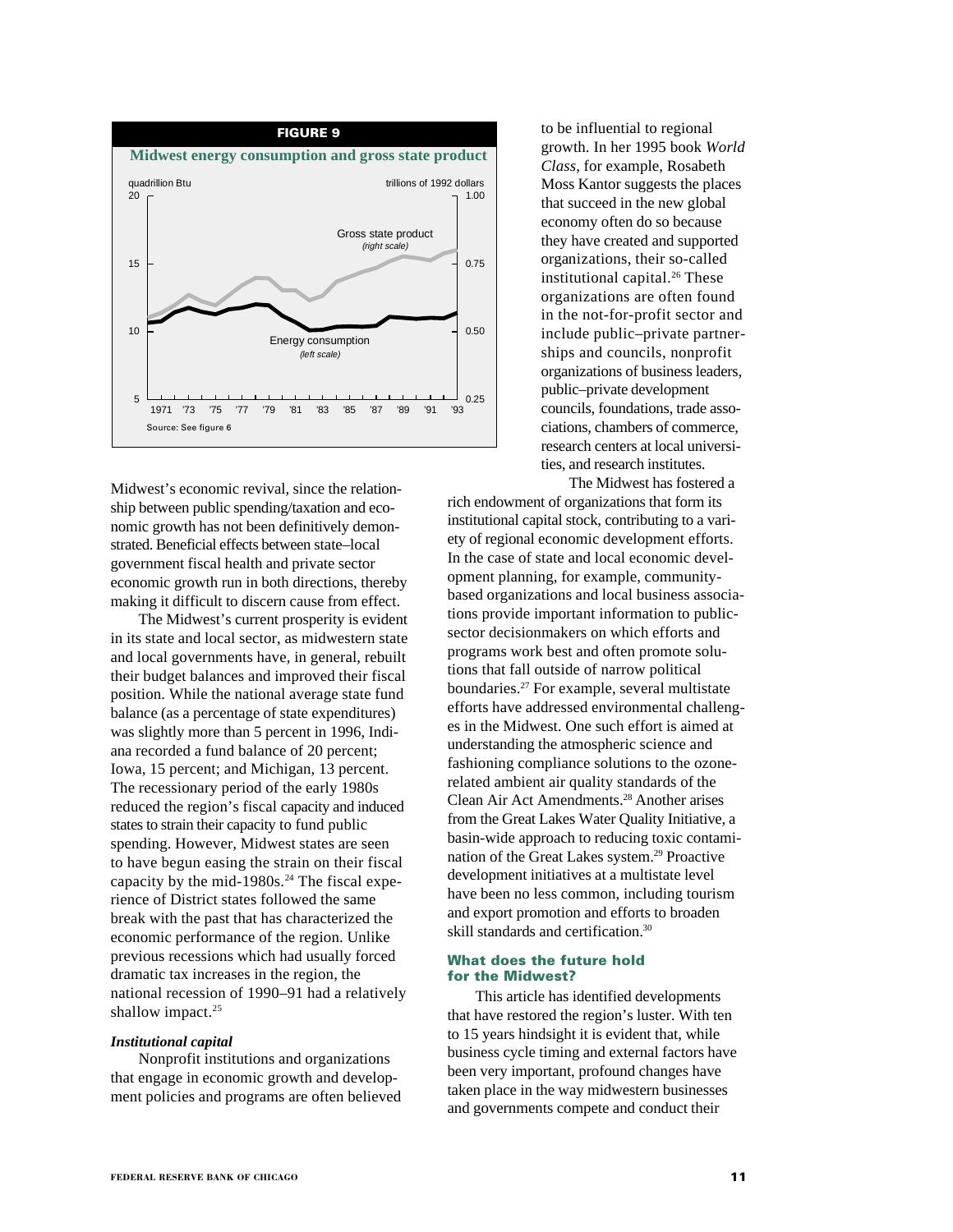**FIGURE 9**

**Midwest energy consumption and gross state product**

Source: See figure 6

Midwest's economic revival, since the relationship between public spending/taxation and economic growth has not been definitively demonstrated. Beneficial effects between state–local government fiscal health and private sector economic growth run in both directions, thereby making it difficult to discern cause from effect.

The Midwest's current prosperity is evident in its state and local sector, as midwestern state and local governments have, in general, rebuilt their budget balances and improved their fiscal position. While the national average state fund balance (as a percentage of state expenditures) was slightly more than 5 percent in 1996, Indiana recorded a fund balance of 20 percent; Iowa, 15 percent; and Michigan, 13 percent. The recessionary period of the early 1980s reduced the region's fiscal capacity and induced states to strain their capacity to fund public spending. However, Midwest states are seen to have begun easing the strain on their fiscal capacity by the mid-1980s.[24] The fiscal experience of District states followed the same break with the past that has characterized the economic performance of the region. Unlike previous recessions which had usually forced dramatic tax increases in the region, the national recession of 1990–91 had a relatively shallow impact.[25]

### *Institutional capital*

Nonprofit institutions and organizations that engage in economic growth and development policies and programs are often believed to be influential to regional growth. In her 1995 book *World Class*, for example, Rosabeth Moss Kantor suggests the places that succeed in the new global economy often do so because they have created and supported organizations, their so-called institutional capital.[26] These organizations are often found in the not-for-profit sector and include public–private partnerships and councils, nonprofit organizations of business leaders, public–private development councils, foundations, trade associations, chambers of commerce, research centers at local universities, and research institutes.

The Midwest has fostered a rich endowment of organizations that form its institutional capital stock, contributing to a variety of regional economic development efforts. In the case of state and local economic development planning, for example, community-based organizations and local business associations provide important information to public-sector decisionmakers on which efforts and programs work best and often promote solutions that fall outside of narrow political boundaries.[27] For example, several multistate efforts have addressed environmental challenges in the Midwest. One such effort is aimed at understanding the atmospheric science and fashioning compliance solutions to the ozone-related ambient air quality standards of the Clean Air Act Amendments.[28] Another arises from the Great Lakes Water Quality Initiative, a basin-wide approach to reducing toxic contamination of the Great Lakes system.[29] Proactive development initiatives at a multistate level have been no less common, including tourism and export promotion and efforts to broaden skill standards and certification.[30]

## What does the future hold for the Midwest?

This article has identified developments that have restored the region's luster. With ten to 15 years hindsight it is evident that, while business cycle timing and external factors have been very important, profound changes have taken place in the way midwestern businesses and governments compete and conduct their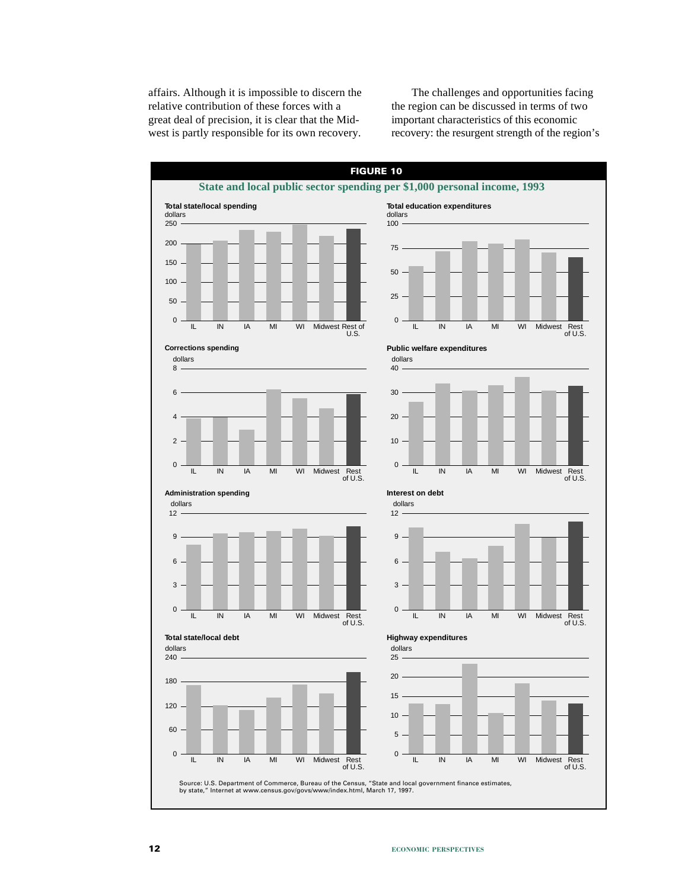affairs. Although it is impossible to discern the relative contribution of these forces with a great deal of precision, it is clear that the Midwest is partly responsible for its own recovery.

The challenges and opportunities facing the region can be discussed in terms of two important characteristics of this economic recovery: the resurgent strength of the region's

**FIGURE 10**

**State and local public sector spending per $1,000 personal income, 1993**

Source: U.S. Department of Commerce, Bureau of the Census, "State and local government finance estimates, by state," Internet at www.census.gov/govs/www/index.html, March 17, 1997.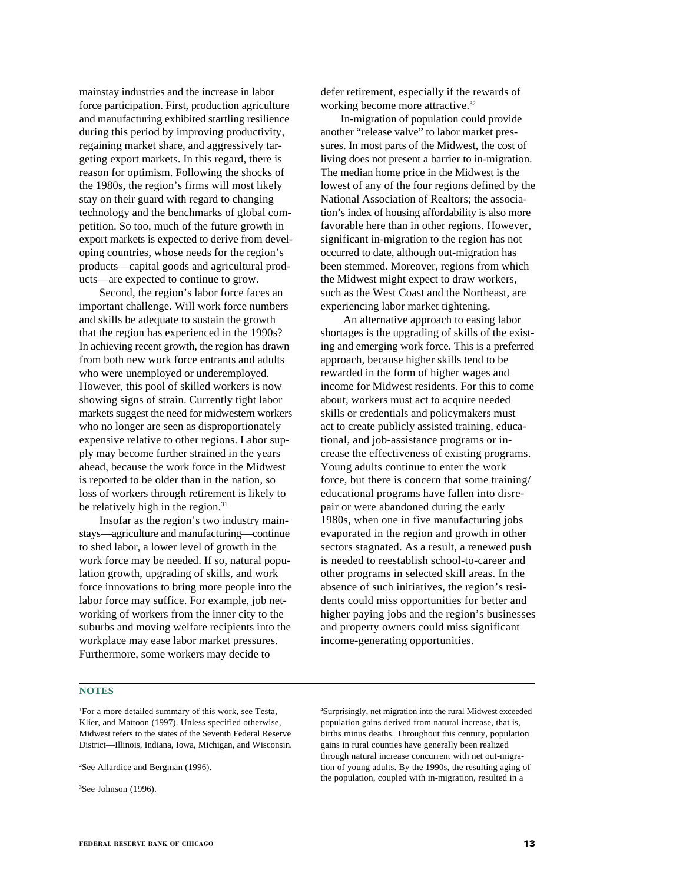mainstay industries and the increase in labor force participation. First, production agriculture and manufacturing exhibited startling resilience during this period by improving productivity, regaining market share, and aggressively targeting export markets. In this regard, there is reason for optimism. Following the shocks of the 1980s, the region's firms will most likely stay on their guard with regard to changing technology and the benchmarks of global competition. So too, much of the future growth in export markets is expected to derive from developing countries, whose needs for the region's products—capital goods and agricultural products—are expected to continue to grow.

Second, the region's labor force faces an important challenge. Will work force numbers and skills be adequate to sustain the growth that the region has experienced in the 1990s? In achieving recent growth, the region has drawn from both new work force entrants and adults who were unemployed or underemployed. However, this pool of skilled workers is now showing signs of strain. Currently tight labor markets suggest the need for midwestern workers who no longer are seen as disproportionately expensive relative to other regions. Labor supply may become further strained in the years ahead, because the work force in the Midwest is reported to be older than in the nation, so loss of workers through retirement is likely to be relatively high in the region.[31]

Insofar as the region's two industry mainstays—agriculture and manufacturing—continue to shed labor, a lower level of growth in the work force may be needed. If so, natural population growth, upgrading of skills, and work force innovations to bring more people into the labor force may suffice. For example, job networking of workers from the inner city to the suburbs and moving welfare recipients into the workplace may ease labor market pressures. Furthermore, some workers may decide to defer retirement, especially if the rewards of working become more attractive.[32]

In-migration of population could provide another "release valve" to labor market pressures. In most parts of the Midwest, the cost of living does not present a barrier to in-migration. The median home price in the Midwest is the lowest of any of the four regions defined by the National Association of Realtors; the association's index of housing affordability is also more favorable here than in other regions. However, significant in-migration to the region has not occurred to date, although out-migration has been stemmed. Moreover, regions from which the Midwest might expect to draw workers, such as the West Coast and the Northeast, are experiencing labor market tightening.

An alternative approach to easing labor shortages is the upgrading of skills of the existing and emerging work force. This is a preferred approach, because higher skills tend to be rewarded in the form of higher wages and income for Midwest residents. For this to come about, workers must act to acquire needed skills or credentials and policymakers must act to create publicly assisted training, educational, and job-assistance programs or increase the effectiveness of existing programs. Young adults continue to enter the work force, but there is concern that some training/educational programs have fallen into disrepair or were abandoned during the early 1980s, when one in five manufacturing jobs evaporated in the region and growth in other sectors stagnated. As a result, a renewed push is needed to reestablish school-to-career and other programs in selected skill areas. In the absence of such initiatives, the region's residents could miss opportunities for better and higher paying jobs and the region's businesses and property owners could miss significant income-generating opportunities.

## NOTES

[1]For a more detailed summary of this work, see Testa, Klier, and Mattoon (1997). Unless specified otherwise, Midwest refers to the states of the Seventh Federal Reserve District—Illinois, Indiana, Iowa, Michigan, and Wisconsin.

[2]See Allardice and Bergman (1996).

[3]See Johnson (1996).

[4]Surprisingly, net migration into the rural Midwest exceeded population gains derived from natural increase, that is, births minus deaths. Throughout this century, population gains in rural counties have generally been realized through natural increase concurrent with net out-migration of young adults. By the 1990s, the resulting aging of the population, coupled with in-migration, resulted in a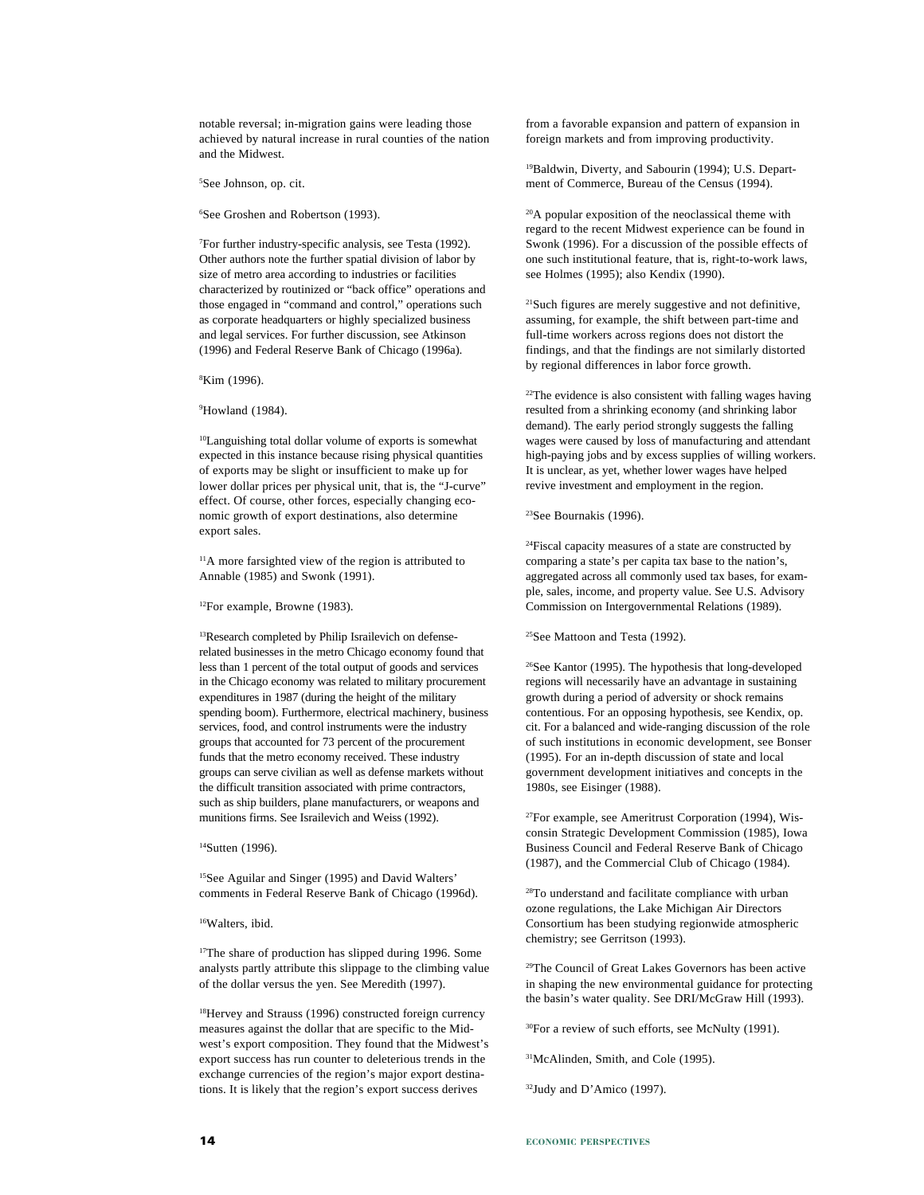notable reversal; in-migration gains were leading those achieved by natural increase in rural counties of the nation and the Midwest.

[5]See Johnson, op. cit.

[6]See Groshen and Robertson (1993).

[7]For further industry-specific analysis, see Testa (1992). Other authors note the further spatial division of labor by size of metro area according to industries or facilities characterized by routinized or "back office" operations and those engaged in "command and control," operations such as corporate headquarters or highly specialized business and legal services. For further discussion, see Atkinson (1996) and Federal Reserve Bank of Chicago (1996a).

[8]Kim (1996).

[9]Howland (1984).

[10]Languishing total dollar volume of exports is somewhat expected in this instance because rising physical quantities of exports may be slight or insufficient to make up for lower dollar prices per physical unit, that is, the "J-curve" effect. Of course, other forces, especially changing economic growth of export destinations, also determine export sales.

[11]A more farsighted view of the region is attributed to Annable (1985) and Swonk (1991).

[12]For example, Browne (1983).

[13]Research completed by Philip Israilevich on defense-related businesses in the metro Chicago economy found that less than 1 percent of the total output of goods and services in the Chicago economy was related to military procurement expenditures in 1987 (during the height of the military spending boom). Furthermore, electrical machinery, business services, food, and control instruments were the industry groups that accounted for 73 percent of the procurement funds that the metro economy received. These industry groups can serve civilian as well as defense markets without the difficult transition associated with prime contractors, such as ship builders, plane manufacturers, or weapons and munitions firms. See Israilevich and Weiss (1992).

[14]Sutten (1996).

[15]See Aguilar and Singer (1995) and David Walters' comments in Federal Reserve Bank of Chicago (1996d).

[16]Walters, ibid.

[17]The share of production has slipped during 1996. Some analysts partly attribute this slippage to the climbing value of the dollar versus the yen. See Meredith (1997).

[18]Hervey and Strauss (1996) constructed foreign currency measures against the dollar that are specific to the Midwest's export composition. They found that the Midwest's export success has run counter to deleterious trends in the exchange currencies of the region's major export destinations. It is likely that the region's export success derives from a favorable expansion and pattern of expansion in foreign markets and from improving productivity.

[19]Baldwin, Diverty, and Sabourin (1994); U.S. Department of Commerce, Bureau of the Census (1994).

[20]A popular exposition of the neoclassical theme with regard to the recent Midwest experience can be found in Swonk (1996). For a discussion of the possible effects of one such institutional feature, that is, right-to-work laws, see Holmes (1995); also Kendix (1990).

[21]Such figures are merely suggestive and not definitive, assuming, for example, the shift between part-time and full-time workers across regions does not distort the findings, and that the findings are not similarly distorted by regional differences in labor force growth.

[22]The evidence is also consistent with falling wages having resulted from a shrinking economy (and shrinking labor demand). The early period strongly suggests the falling wages were caused by loss of manufacturing and attendant high-paying jobs and by excess supplies of willing workers. It is unclear, as yet, whether lower wages have helped revive investment and employment in the region.

[23]See Bournakis (1996).

[24]Fiscal capacity measures of a state are constructed by comparing a state's per capita tax base to the nation's, aggregated across all commonly used tax bases, for example, sales, income, and property value. See U.S. Advisory Commission on Intergovernmental Relations (1989).

[25]See Mattoon and Testa (1992).

[26]See Kantor (1995). The hypothesis that long-developed regions will necessarily have an advantage in sustaining growth during a period of adversity or shock remains contentious. For an opposing hypothesis, see Kendix, op. cit. For a balanced and wide-ranging discussion of the role of such institutions in economic development, see Bonser (1995). For an in-depth discussion of state and local government development initiatives and concepts in the 1980s, see Eisinger (1988).

[27]For example, see Ameritrust Corporation (1994), Wisconsin Strategic Development Commission (1985), Iowa Business Council and Federal Reserve Bank of Chicago (1987), and the Commercial Club of Chicago (1984).

[28]To understand and facilitate compliance with urban ozone regulations, the Lake Michigan Air Directors Consortium has been studying regionwide atmospheric chemistry; see Gerritson (1993).

[29]The Council of Great Lakes Governors has been active in shaping the new environmental guidance for protecting the basin's water quality. See DRI/McGraw Hill (1993).

[30]For a review of such efforts, see McNulty (1991).

[31]McAlinden, Smith, and Cole (1995).

[32]Judy and D'Amico (1997).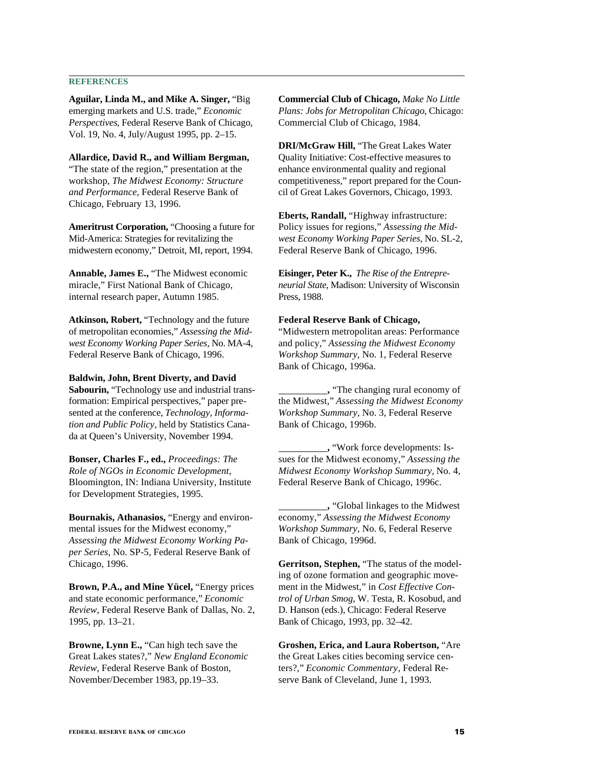## REFERENCES

**Aguilar, Linda M., and Mike A. Singer,** "Big emerging markets and U.S. trade," *Economic Perspectives*, Federal Reserve Bank of Chicago, Vol. 19, No. 4, July/August 1995, pp. 2–15.

**Allardice, David R., and William Bergman,** "The state of the region," presentation at the workshop, *The Midwest Economy: Structure and Performance*, Federal Reserve Bank of Chicago, February 13, 1996.

**Ameritrust Corporation,** "Choosing a future for Mid-America: Strategies for revitalizing the midwestern economy," Detroit, MI, report, 1994.

**Annable, James E.,** "The Midwest economic miracle," First National Bank of Chicago, internal research paper, Autumn 1985.

**Atkinson, Robert,** "Technology and the future of metropolitan economies," *Assessing the Midwest Economy Working Paper Series*, No. MA-4, Federal Reserve Bank of Chicago, 1996.

**Baldwin, John, Brent Diverty, and David Sabourin,** "Technology use and industrial transformation: Empirical perspectives," paper presented at the conference, *Technology, Information and Public Policy*, held by Statistics Canada at Queen's University, November 1994.

**Bonser, Charles F., ed.,** *Proceedings: The Role of NGOs in Economic Development*, Bloomington, IN: Indiana University, Institute for Development Strategies, 1995.

**Bournakis, Athanasios,** "Energy and environmental issues for the Midwest economy," *Assessing the Midwest Economy Working Paper Series*, No. SP-5, Federal Reserve Bank of Chicago, 1996.

**Brown, P.A., and Mine Yücel,** "Energy prices and state economic performance," *Economic Review*, Federal Reserve Bank of Dallas, No. 2, 1995, pp. 13–21.

**Browne, Lynn E.,** "Can high tech save the Great Lakes states?," *New England Economic Review*, Federal Reserve Bank of Boston, November/December 1983, pp.19–33.

**Commercial Club of Chicago,** *Make No Little Plans: Jobs for Metropolitan Chicago*, Chicago: Commercial Club of Chicago, 1984.

**DRI/McGraw Hill,** "The Great Lakes Water Quality Initiative: Cost-effective measures to enhance environmental quality and regional competitiveness," report prepared for the Council of Great Lakes Governors, Chicago, 1993.

**Eberts, Randall,** "Highway infrastructure: Policy issues for regions," *Assessing the Midwest Economy Working Paper Series*, No. SL-2, Federal Reserve Bank of Chicago, 1996.

**Eisinger, Peter K.,** *The Rise of the Entrepreneurial State*, Madison: University of Wisconsin Press, 1988.

**Federal Reserve Bank of Chicago,** "Midwestern metropolitan areas: Performance and policy," *Assessing the Midwest Economy Workshop Summary*, No. 1, Federal Reserve Bank of Chicago, 1996a.

__________, "The changing rural economy of the Midwest," *Assessing the Midwest Economy Workshop Summary*, No. 3, Federal Reserve Bank of Chicago, 1996b.

__________, "Work force developments: Issues for the Midwest economy," *Assessing the Midwest Economy Workshop Summary*, No. 4, Federal Reserve Bank of Chicago, 1996c.

__________, "Global linkages to the Midwest economy," *Assessing the Midwest Economy Workshop Summary*, No. 6, Federal Reserve Bank of Chicago, 1996d.

**Gerritson, Stephen,** "The status of the modeling of ozone formation and geographic movement in the Midwest," in *Cost Effective Control of Urban Smog*, W. Testa, R. Kosobud, and D. Hanson (eds.), Chicago: Federal Reserve Bank of Chicago, 1993, pp. 32–42.

**Groshen, Erica, and Laura Robertson,** "Are the Great Lakes cities becoming service centers?," *Economic Commentary*, Federal Reserve Bank of Cleveland, June 1, 1993.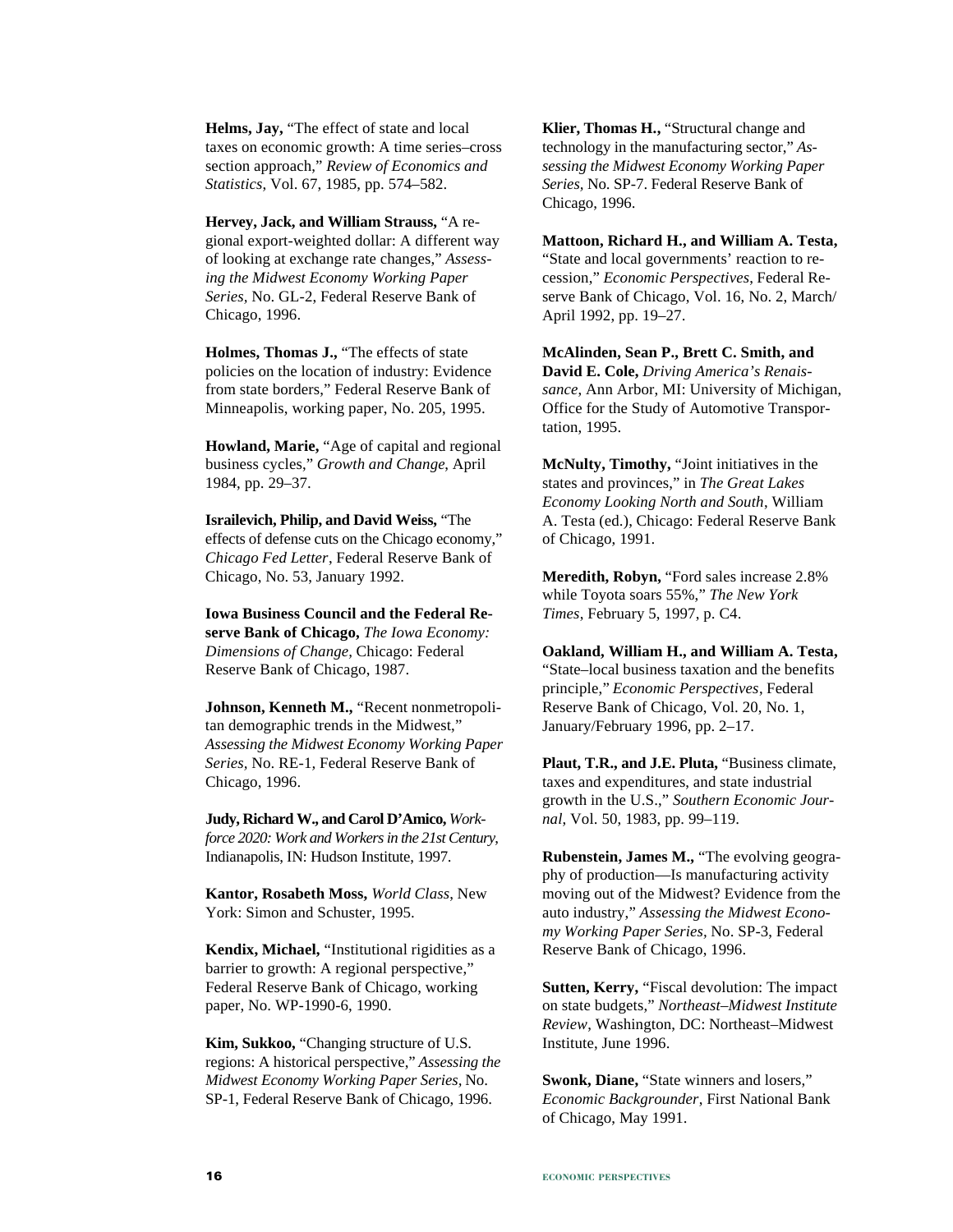**Helms, Jay,** "The effect of state and local taxes on economic growth: A time series–cross section approach," *Review of Economics and Statistics*, Vol. 67, 1985, pp. 574–582.

**Hervey, Jack, and William Strauss,** "A regional export-weighted dollar: A different way of looking at exchange rate changes," *Assessing the Midwest Economy Working Paper Series*, No. GL-2, Federal Reserve Bank of Chicago, 1996.

**Holmes, Thomas J.,** "The effects of state policies on the location of industry: Evidence from state borders," Federal Reserve Bank of Minneapolis, working paper, No. 205, 1995.

**Howland, Marie,** "Age of capital and regional business cycles," *Growth and Change*, April 1984, pp. 29–37.

**Israilevich, Philip, and David Weiss,** "The effects of defense cuts on the Chicago economy," *Chicago Fed Letter*, Federal Reserve Bank of Chicago, No. 53, January 1992.

**Iowa Business Council and the Federal Reserve Bank of Chicago,** *The Iowa Economy: Dimensions of Change*, Chicago: Federal Reserve Bank of Chicago, 1987.

**Johnson, Kenneth M.,** "Recent nonmetropolitan demographic trends in the Midwest," *Assessing the Midwest Economy Working Paper Series*, No. RE-1, Federal Reserve Bank of Chicago, 1996.

**Judy, Richard W., and Carol D'Amico,** *Workforce 2020: Work and Workers in the 21st Century*, Indianapolis, IN: Hudson Institute, 1997.

**Kantor, Rosabeth Moss,** *World Class*, New York: Simon and Schuster, 1995.

**Kendix, Michael,** "Institutional rigidities as a barrier to growth: A regional perspective," Federal Reserve Bank of Chicago, working paper, No. WP-1990-6, 1990.

**Kim, Sukkoo,** "Changing structure of U.S. regions: A historical perspective," *Assessing the Midwest Economy Working Paper Series*, No. SP-1, Federal Reserve Bank of Chicago, 1996.

**Klier, Thomas H.,** "Structural change and technology in the manufacturing sector," *Assessing the Midwest Economy Working Paper Series*, No. SP-7. Federal Reserve Bank of Chicago, 1996.

**Mattoon, Richard H., and William A. Testa,** "State and local governments' reaction to recession," *Economic Perspectives*, Federal Reserve Bank of Chicago, Vol. 16, No. 2, March/April 1992, pp. 19–27.

**McAlinden, Sean P., Brett C. Smith, and David E. Cole,** *Driving America's Renaissance*, Ann Arbor, MI: University of Michigan, Office for the Study of Automotive Transportation, 1995.

**McNulty, Timothy,** "Joint initiatives in the states and provinces," in *The Great Lakes Economy Looking North and South*, William A. Testa (ed.), Chicago: Federal Reserve Bank of Chicago, 1991.

**Meredith, Robyn,** "Ford sales increase 2.8% while Toyota soars 55%," *The New York Times*, February 5, 1997, p. C4.

**Oakland, William H., and William A. Testa,** "State–local business taxation and the benefits principle," *Economic Perspectives*, Federal Reserve Bank of Chicago, Vol. 20, No. 1, January/February 1996, pp. 2–17.

**Plaut, T.R., and J.E. Pluta,** "Business climate, taxes and expenditures, and state industrial growth in the U.S.," *Southern Economic Journal*, Vol. 50, 1983, pp. 99–119.

**Rubenstein, James M.,** "The evolving geography of production—Is manufacturing activity moving out of the Midwest? Evidence from the auto industry," *Assessing the Midwest Economy Working Paper Series*, No. SP-3, Federal Reserve Bank of Chicago, 1996.

**Sutten, Kerry,** "Fiscal devolution: The impact on state budgets," *Northeast–Midwest Institute Review*, Washington, DC: Northeast–Midwest Institute, June 1996.

**Swonk, Diane,** "State winners and losers," *Economic Backgrounder*, First National Bank of Chicago, May 1991.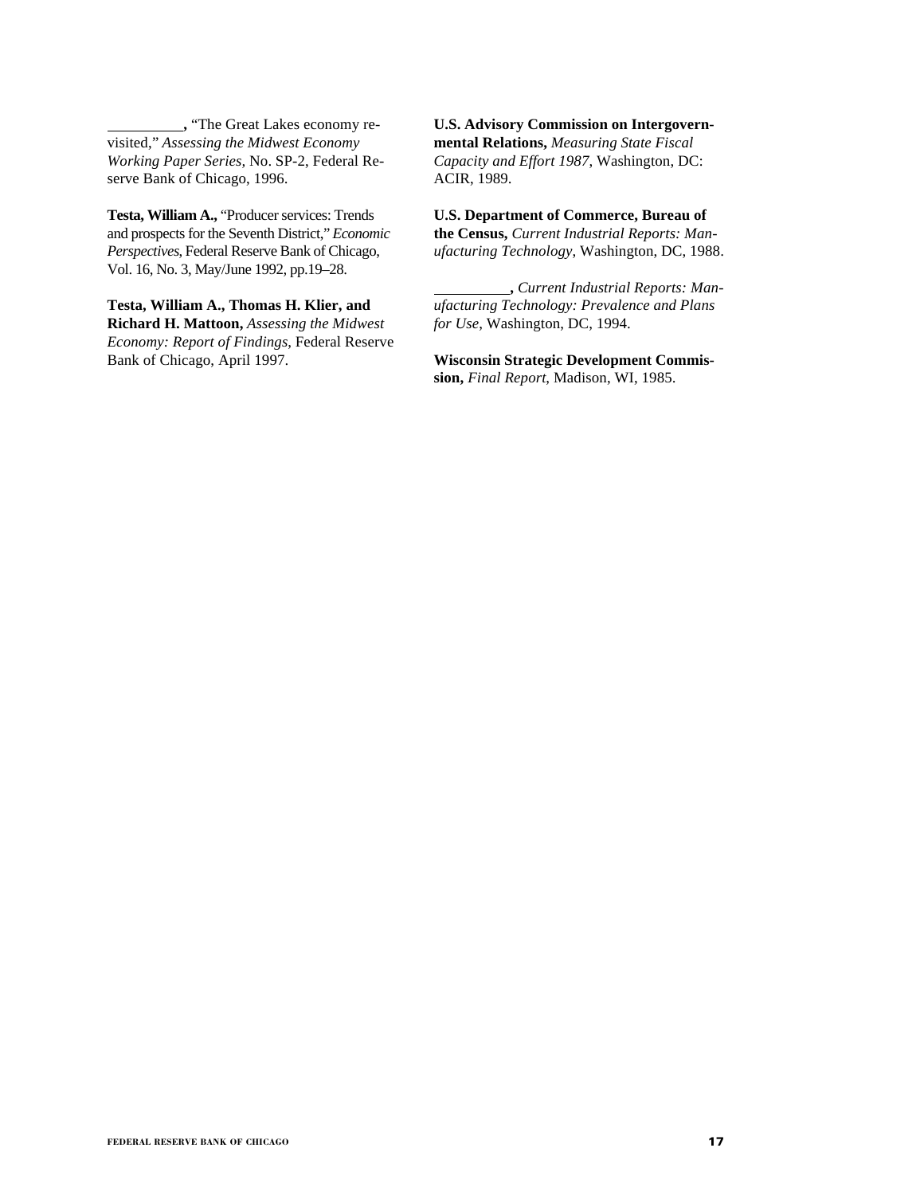__________, "The Great Lakes economy revisited," *Assessing the Midwest Economy Working Paper Series*, No. SP-2, Federal Reserve Bank of Chicago, 1996.

**Testa, William A.,** "Producer services: Trends and prospects for the Seventh District," *Economic Perspectives*, Federal Reserve Bank of Chicago, Vol. 16, No. 3, May/June 1992, pp.19–28.

**Testa, William A., Thomas H. Klier, and Richard H. Mattoon,** *Assessing the Midwest Economy: Report of Findings*, Federal Reserve Bank of Chicago, April 1997.

**U.S. Advisory Commission on Intergovernmental Relations,** *Measuring State Fiscal Capacity and Effort 1987*, Washington, DC: ACIR, 1989.

**U.S. Department of Commerce, Bureau of the Census,** *Current Industrial Reports: Manufacturing Technology*, Washington, DC, 1988.

__________, *Current Industrial Reports: Manufacturing Technology: Prevalence and Plans for Use*, Washington, DC, 1994.

**Wisconsin Strategic Development Commission,** *Final Report*, Madison, WI, 1985.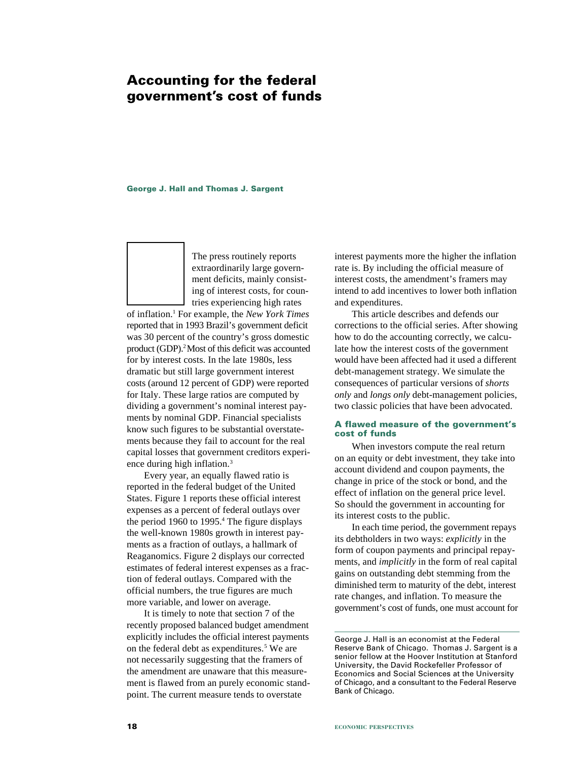# Accounting for the federal government's cost of funds

**George J. Hall and Thomas J. Sargent**

The press routinely reports extraordinarily large government deficits, mainly consisting of interest costs, for countries experiencing high rates of inflation.[1] For example, the *New York Times* reported that in 1993 Brazil's government deficit was 30 percent of the country's gross domestic product (GDP).[2] Most of this deficit was accounted for by interest costs. In the late 1980s, less dramatic but still large government interest costs (around 12 percent of GDP) were reported for Italy. These large ratios are computed by dividing a government's nominal interest payments by nominal GDP. Financial specialists know such figures to be substantial overstatements because they fail to account for the real capital losses that government creditors experience during high inflation.[3]

Every year, an equally flawed ratio is reported in the federal budget of the United States. Figure 1 reports these official interest expenses as a percent of federal outlays over the period 1960 to 1995.[4] The figure displays the well-known 1980s growth in interest payments as a fraction of outlays, a hallmark of Reaganomics. Figure 2 displays our corrected estimates of federal interest expenses as a fraction of federal outlays. Compared with the official numbers, the true figures are much more variable, and lower on average.

It is timely to note that section 7 of the recently proposed balanced budget amendment explicitly includes the official interest payments on the federal debt as expenditures.[5] We are not necessarily suggesting that the framers of the amendment are unaware that this measurement is flawed from an purely economic standpoint. The current measure tends to overstate interest payments more the higher the inflation rate is. By including the official measure of interest costs, the amendment's framers may intend to add incentives to lower both inflation and expenditures.

This article describes and defends our corrections to the official series. After showing how to do the accounting correctly, we calculate how the interest costs of the government would have been affected had it used a different debt-management strategy. We simulate the consequences of particular versions of *shorts only* and *longs only* debt-management policies, two classic policies that have been advocated.

## A flawed measure of the government's cost of funds

When investors compute the real return on an equity or debt investment, they take into account dividend and coupon payments, the change in price of the stock or bond, and the effect of inflation on the general price level. So should the government in accounting for its interest costs to the public.

In each time period, the government repays its debtholders in two ways: *explicitly* in the form of coupon payments and principal repayments, and *implicitly* in the form of real capital gains on outstanding debt stemming from the diminished term to maturity of the debt, interest rate changes, and inflation. To measure the government's cost of funds, one must account for

George J. Hall is an economist at the Federal Reserve Bank of Chicago. Thomas J. Sargent is a senior fellow at the Hoover Institution at Stanford University, the David Rockefeller Professor of Economics and Social Sciences at the University of Chicago, and a consultant to the Federal Reserve Bank of Chicago.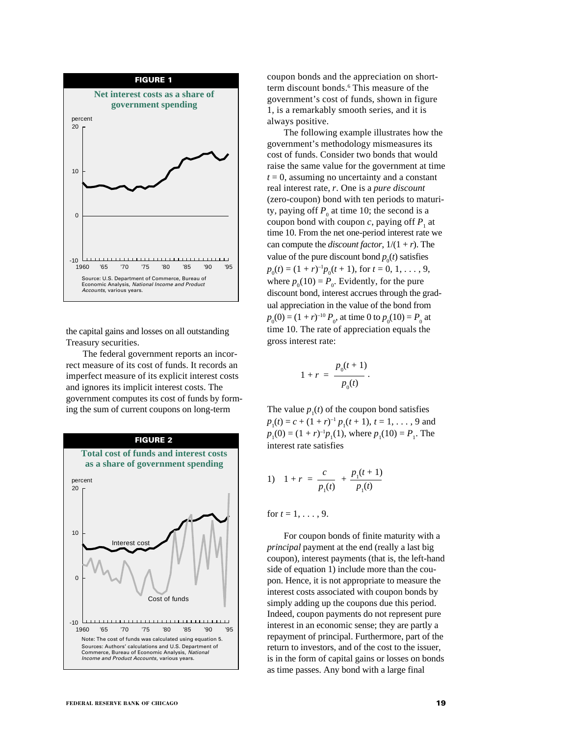**FIGURE 1**

**Net interest costs as a share of government spending**

Source: U.S. Department of Commerce, Bureau of Economic Analysis, *National Income and Product Accounts*, various years.

the capital gains and losses on all outstanding Treasury securities.

The federal government reports an incorrect measure of its cost of funds. It records an imperfect measure of its explicit interest costs and ignores its implicit interest costs. The government computes its cost of funds by forming the sum of current coupons on long-term coupon bonds and the appreciation on short-term discount bonds.[6] This measure of the government's cost of funds, shown in figure 1, is a remarkably smooth series, and it is always positive.

**FIGURE 2**

**Total cost of funds and interest costs as a share of government spending**

Note: The cost of funds was calculated using equation 5.
Sources: Authors' calculations and U.S. Department of Commerce, Bureau of Economic Analysis, *National Income and Product Accounts*, various years.

The following example illustrates how the government's methodology mismeasures its cost of funds. Consider two bonds that would raise the same value for the government at time $t = 0$, assuming no uncertainty and a constant real interest rate, $r$. One is a *pure discount* (zero-coupon) bond with ten periods to maturity, paying off $P_0$ at time 10; the second is a coupon bond with coupon $c$, paying off $P_1$ at time 10. From the net one-period interest rate we can compute the *discount factor*, $1/(1 + r)$. The value of the pure discount bond $p_0(t)$ satisfies $p_0(t) = (1 + r)^{-1}p_0(t + 1)$, for $t = 0, 1, \ldots, 9$, where $p_0(10) = P_0$. Evidently, for the pure discount bond, interest accrues through the gradual appreciation in the value of the bond from $p_0(0) = (1 + r)^{-10} P_0$, at time 0 to $p_0(10) = P_0$ at time 10. The rate of appreciation equals the gross interest rate:

$$1 + r = \frac{p_0(t + 1)}{p_0(t)}.$$

The value $p_1(t)$ of the coupon bond satisfies $p_1(t) = c + (1 + r)^{-1} p_1(t + 1)$, $t = 1, \ldots, 9$ and $p_1(0) = (1 + r)^{-1}p_1(1)$, where $p_1(10) = P_1$. The interest rate satisfies

$$1) \quad 1 + r = \frac{c}{p_1(t)} + \frac{p_1(t + 1)}{p_1(t)}$$

for $t = 1, \ldots, 9$.

For coupon bonds of finite maturity with a *principal* payment at the end (really a last big coupon), interest payments (that is, the left-hand side of equation 1) include more than the coupon. Hence, it is not appropriate to measure the interest costs associated with coupon bonds by simply adding up the coupons due this period. Indeed, coupon payments do not represent pure interest in an economic sense; they are partly a repayment of principal. Furthermore, part of the return to investors, and of the cost to the issuer, is in the form of capital gains or losses on bonds as time passes. Any bond with a large final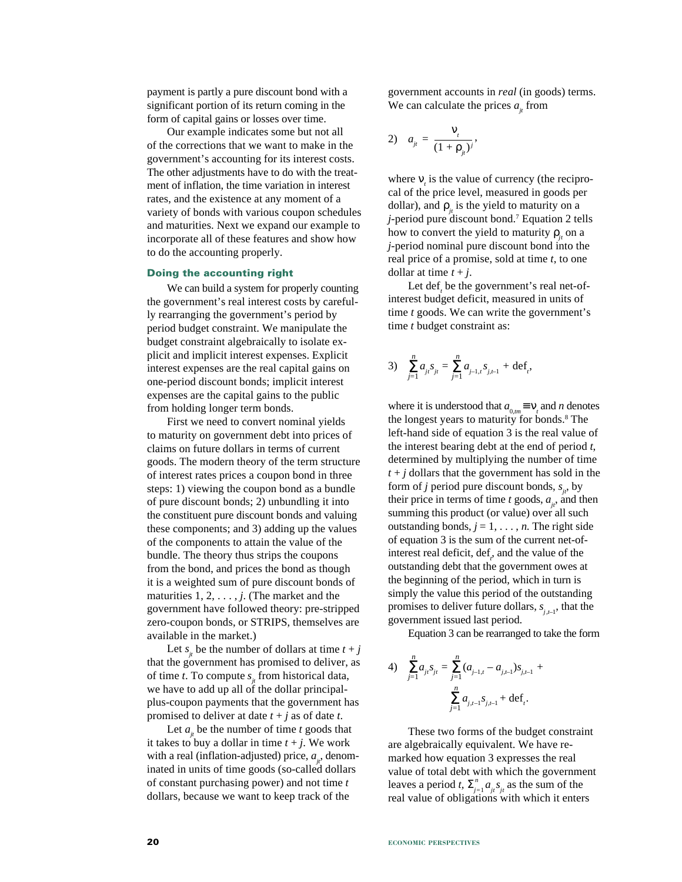payment is partly a pure discount bond with a significant portion of its return coming in the form of capital gains or losses over time.

Our example indicates some but not all of the corrections that we want to make in the government's accounting for its interest costs. The other adjustments have to do with the treatment of inflation, the time variation in interest rates, and the existence at any moment of a variety of bonds with various coupon schedules and maturities. Next we expand our example to incorporate all of these features and show how to do the accounting properly.

### Doing the accounting right

We can build a system for properly counting the government's real interest costs by carefully rearranging the government's period by period budget constraint. We manipulate the budget constraint algebraically to isolate explicit and implicit interest expenses. Explicit interest expenses are the real capital gains on one-period discount bonds; implicit interest expenses are the capital gains to the public from holding longer term bonds.

First we need to convert nominal yields to maturity on government debt into prices of claims on future dollars in terms of current goods. The modern theory of the term structure of interest rates prices a coupon bond in three steps: 1) viewing the coupon bond as a bundle of pure discount bonds; 2) unbundling it into the constituent pure discount bonds and valuing these components; and 3) adding up the values of the components to attain the value of the bundle. The theory thus strips the coupons from the bond, and prices the bond as though it is a weighted sum of pure discount bonds of maturities 1, 2, . . . , *j*. (The market and the government have followed theory: pre-stripped zero-coupon bonds, or STRIPS, themselves are available in the market.)

Let $s_{jt}$ be the number of dollars at time $t + j$ that the government has promised to deliver, as of time *t*. To compute $s_{jt}$ from historical data, we have to add up all of the dollar principal-plus-coupon payments that the government has promised to deliver at date $t + j$ as of date *t*.

Let $a_{jt}$ be the number of time *t* goods that it takes to buy a dollar in time $t + j$. We work with a real (inflation-adjusted) price, $a_{jt}$, denominated in units of time goods (so-called dollars of constant purchasing power) and not time *t* dollars, because we want to keep track of the government accounts in *real* (in goods) terms. We can calculate the prices $a_{jt}$ from

$$2)\quad a_{jt} = \frac{\nu_t}{(1+\rho_{jt})^j},$$

where $\nu_t$ is the value of currency (the reciprocal of the price level, measured in goods per dollar), and $\rho_{jt}$ is the yield to maturity on a *j*-period pure discount bond.[7] Equation 2 tells how to convert the yield to maturity $\rho_{jt}$ on a *j*-period nominal pure discount bond into the real price of a promise, sold at time *t*, to one dollar at time $t + j$.

Let $\text{def}_t$ be the government's real net-of-interest budget deficit, measured in units of time *t* goods. We can write the government's time *t* budget constraint as:

$$3)\quad \sum_{j=1}^{n} a_{jt}s_{jt} = \sum_{j=1}^{n} a_{j-1,t}\,s_{j,t-1} + \text{def}_t,$$

where it is understood that $a_{0,tm} \equiv \nu_t$ and *n* denotes the longest years to maturity for bonds.[8] The left-hand side of equation 3 is the real value of the interest bearing debt at the end of period *t*, determined by multiplying the number of time $t + j$ dollars that the government has sold in the form of *j* period pure discount bonds, $s_{jt}$, by their price in terms of time *t* goods, $a_{jt}$, and then summing this product (or value) over all such outstanding bonds, $j = 1, \ldots, n$. The right side of equation 3 is the sum of the current net-of-interest real deficit, $\text{def}_t$, and the value of the outstanding debt that the government owes at the beginning of the period, which in turn is simply the value this period of the outstanding promises to deliver future dollars, $s_{j,t-1}$, that the government issued last period.

Equation 3 can be rearranged to take the form

$$4)\quad \sum_{j=1}^{n} a_{jt}s_{jt} = \sum_{j=1}^{n} (a_{j-1,t} - a_{j,t-1})s_{j,t-1} + \sum_{j=1}^{n} a_{j,t-1}s_{j,t-1} + \text{def}_t.$$

These two forms of the budget constraint are algebraically equivalent. We have remarked how equation 3 expresses the real value of total debt with which the government leaves a period *t*, $\Sigma_{j=1}^{n} a_{jt}s_{jt}$ as the sum of the real value of obligations with which it enters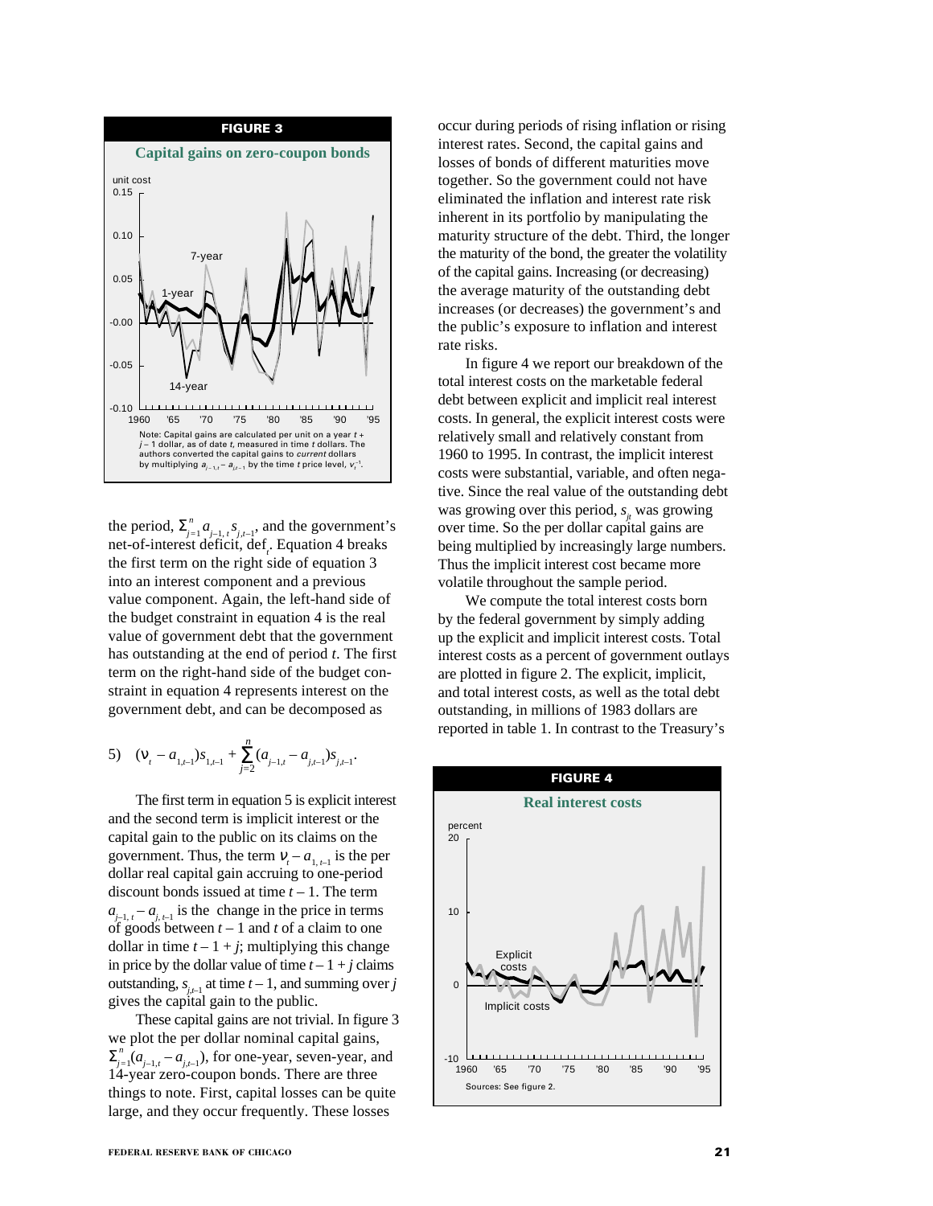**FIGURE 3**

**Capital gains on zero-coupon bonds**

Note: Capital gains are calculated per unit on a year $t + j - 1$ dollar, as of date $t$, measured in time $t$ dollars. The authors converted the capital gains to *current* dollars by multiplying $a_{j-1,t} - a_{j,t-1}$ by the time $t$ price level, $v_t^{-1}$.

the period, $\Sigma_{j=1}^{n} a_{j-1,t} s_{j,t-1}$, and the government's net-of-interest deficit, $\text{def}_t$. Equation 4 breaks the first term on the right side of equation 3 into an interest component and a previous value component. Again, the left-hand side of the budget constraint in equation 4 is the real value of government debt that the government has outstanding at the end of period $t$. The first term on the right-hand side of the budget constraint in equation 4 represents interest on the government debt, and can be decomposed as

$$5) \quad (v_t - a_{1,t-1})s_{1,t-1} + \sum_{j=2}^{n}(a_{j-1,t} - a_{j,t-1})s_{j,t-1}.$$

The first term in equation 5 is explicit interest and the second term is implicit interest or the capital gain to the public on its claims on the government. Thus, the term $v_t - a_{1,t-1}$ is the per dollar real capital gain accruing to one-period discount bonds issued at time $t - 1$. The term $a_{j-1,t} - a_{j,t-1}$ is the change in the price in terms of goods between $t - 1$ and $t$ of a claim to one dollar in time $t - 1 + j$; multiplying this change in price by the dollar value of time $t - 1 + j$ claims outstanding, $s_{j,t-1}$ at time $t - 1$, and summing over $j$ gives the capital gain to the public.

These capital gains are not trivial. In figure 3 we plot the per dollar nominal capital gains, $\Sigma_{j=1}^{n}(a_{j-1,t} - a_{j,t-1})$, for one-year, seven-year, and 14-year zero-coupon bonds. There are three things to note. First, capital losses can be quite large, and they occur frequently. These losses occur during periods of rising inflation or rising interest rates. Second, the capital gains and losses of bonds of different maturities move together. So the government could not have eliminated the inflation and interest rate risk inherent in its portfolio by manipulating the maturity structure of the debt. Third, the longer the maturity of the bond, the greater the volatility of the capital gains. Increasing (or decreasing) the average maturity of the outstanding debt increases (or decreases) the government's and the public's exposure to inflation and interest rate risks.

In figure 4 we report our breakdown of the total interest costs on the marketable federal debt between explicit and implicit real interest costs. In general, the explicit interest costs were relatively small and relatively constant from 1960 to 1995. In contrast, the implicit interest costs were substantial, variable, and often negative. Since the real value of the outstanding debt was growing over this period, $s_{jt}$ was growing over time. So the per dollar capital gains are being multiplied by increasingly large numbers. Thus the implicit interest cost became more volatile throughout the sample period.

We compute the total interest costs born by the federal government by simply adding up the explicit and implicit interest costs. Total interest costs as a percent of government outlays are plotted in figure 2. The explicit, implicit, and total interest costs, as well as the total debt outstanding, in millions of 1983 dollars are reported in table 1. In contrast to the Treasury's

**FIGURE 4**

**Real interest costs**

Sources: See figure 2.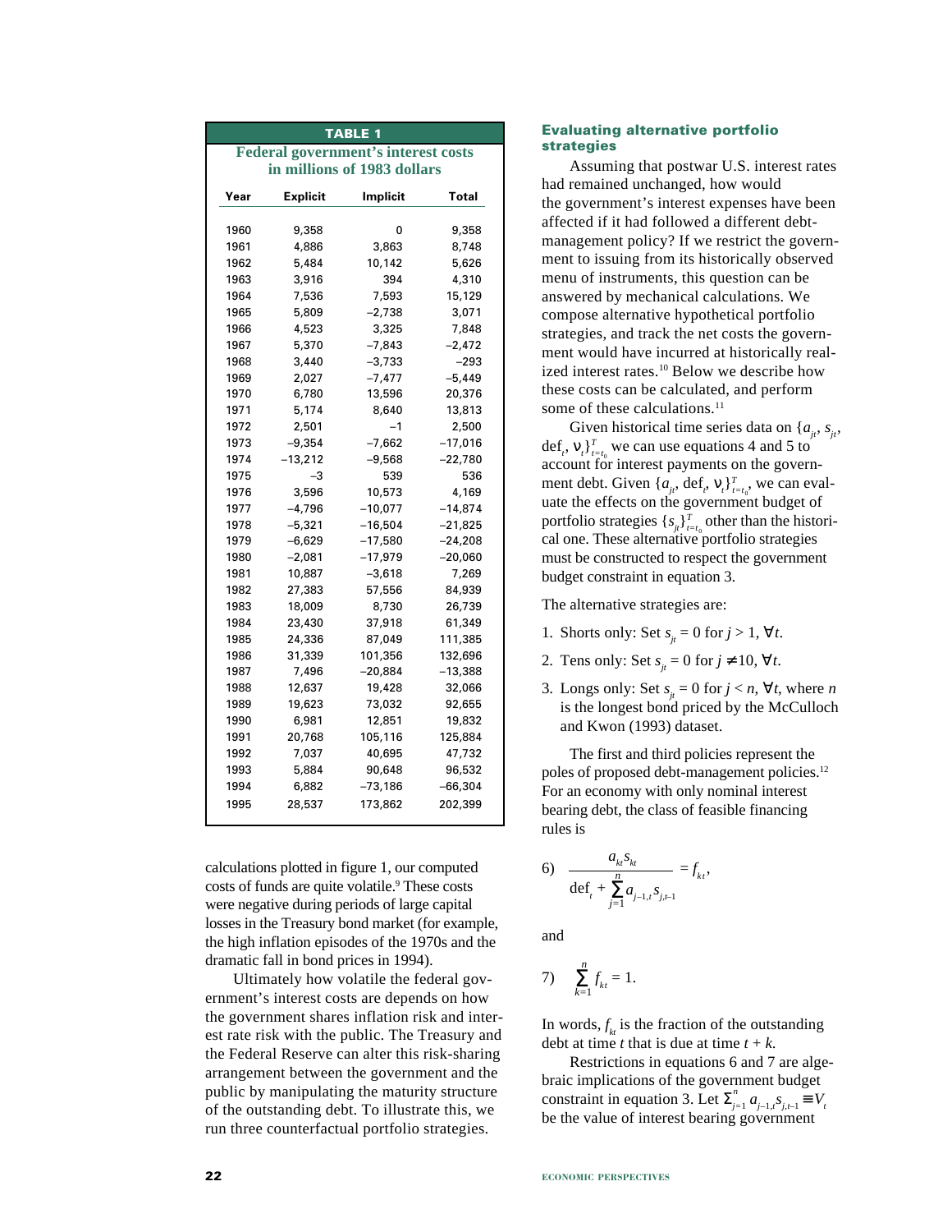**TABLE 1**

**Federal government's interest costs in millions of 1983 dollars**

| Year | Explicit | Implicit | Total |
|---|---|---|---|
| 1960 | 9,358 | 0 | 9,358 |
| 1961 | 4,886 | 3,863 | 8,748 |
| 1962 | 5,484 | 10,142 | 5,626 |
| 1963 | 3,916 | 394 | 4,310 |
| 1964 | 7,536 | 7,593 | 15,129 |
| 1965 | 5,809 | −2,738 | 3,071 |
| 1966 | 4,523 | 3,325 | 7,848 |
| 1967 | 5,370 | −7,843 | −2,472 |
| 1968 | 3,440 | −3,733 | −293 |
| 1969 | 2,027 | −7,477 | −5,449 |
| 1970 | 6,780 | 13,596 | 20,376 |
| 1971 | 5,174 | 8,640 | 13,813 |
| 1972 | 2,501 | −1 | 2,500 |
| 1973 | −9,354 | −7,662 | −17,016 |
| 1974 | −13,212 | −9,568 | −22,780 |
| 1975 | −3 | 539 | 536 |
| 1976 | 3,596 | 10,573 | 4,169 |
| 1977 | −4,796 | −10,077 | −14,874 |
| 1978 | −5,321 | −16,504 | −21,825 |
| 1979 | −6,629 | −17,580 | −24,208 |
| 1980 | −2,081 | −17,979 | −20,060 |
| 1981 | 10,887 | −3,618 | 7,269 |
| 1982 | 27,383 | 57,556 | 84,939 |
| 1983 | 18,009 | 8,730 | 26,739 |
| 1984 | 23,430 | 37,918 | 61,349 |
| 1985 | 24,336 | 87,049 | 111,385 |
| 1986 | 31,339 | 101,356 | 132,696 |
| 1987 | 7,496 | −20,884 | −13,388 |
| 1988 | 12,637 | 19,428 | 32,066 |
| 1989 | 19,623 | 73,032 | 92,655 |
| 1990 | 6,981 | 12,851 | 19,832 |
| 1991 | 20,768 | 105,116 | 125,884 |
| 1992 | 7,037 | 40,695 | 47,732 |
| 1993 | 5,884 | 90,648 | 96,532 |
| 1994 | 6,882 | −73,186 | −66,304 |
| 1995 | 28,537 | 173,862 | 202,399 |

calculations plotted in figure 1, our computed costs of funds are quite volatile.[9] These costs were negative during periods of large capital losses in the Treasury bond market (for example, the high inflation episodes of the 1970s and the dramatic fall in bond prices in 1994).

Ultimately how volatile the federal government's interest costs are depends on how the government shares inflation risk and interest rate risk with the public. The Treasury and the Federal Reserve can alter this risk-sharing arrangement between the government and the public by manipulating the maturity structure of the outstanding debt. To illustrate this, we run three counterfactual portfolio strategies.

## Evaluating alternative portfolio strategies

Assuming that postwar U.S. interest rates had remained unchanged, how would the government's interest expenses have been affected if it had followed a different debt-management policy? If we restrict the government to issuing from its historically observed menu of instruments, this question can be answered by mechanical calculations. We compose alternative hypothetical portfolio strategies, and track the net costs the government would have incurred at historically realized interest rates.[10] Below we describe how these costs can be calculated, and perform some of these calculations.[11]

Given historical time series data on $\{a_{jt}, s_{jt}, \text{def}_t, \nu_t\}_{t=t_0}^{T}$ we can use equations 4 and 5 to account for interest payments on the government debt. Given $\{a_{jt}, \text{def}_t, \nu_t\}_{t=t_0}^{T}$, we can evaluate the effects on the government budget of portfolio strategies $\{s_{jt}\}_{t=t_0}^{T}$ other than the historical one. These alternative portfolio strategies must be constructed to respect the government budget constraint in equation 3.

The alternative strategies are:

1. Shorts only: Set $s_{jt} = 0$ for $j > 1$, $\forall t$.
2. Tens only: Set $s_{jt} = 0$ for $j \neq 10$, $\forall t$.
3. Longs only: Set $s_{jt} = 0$ for $j < n$, $\forall t$, where $n$ is the longest bond priced by the McCulloch and Kwon (1993) dataset.

The first and third policies represent the poles of proposed debt-management policies.[12] For an economy with only nominal interest bearing debt, the class of feasible financing rules is

$$6)\quad \frac{a_{kt}s_{kt}}{\text{def}_t + \sum_{j=1}^{n} a_{j-1,t}s_{j,t-1}} = f_{kt},$$

and

$$7)\quad \sum_{k=1}^{n} f_{kt} = 1.$$

In words, $f_{kt}$ is the fraction of the outstanding debt at time $t$ that is due at time $t + k$.

Restrictions in equations 6 and 7 are algebraic implications of the government budget constraint in equation 3. Let $\Sigma_{j=1}^{n} a_{j-1,t}s_{j,t-1} \equiv V_t$ be the value of interest bearing government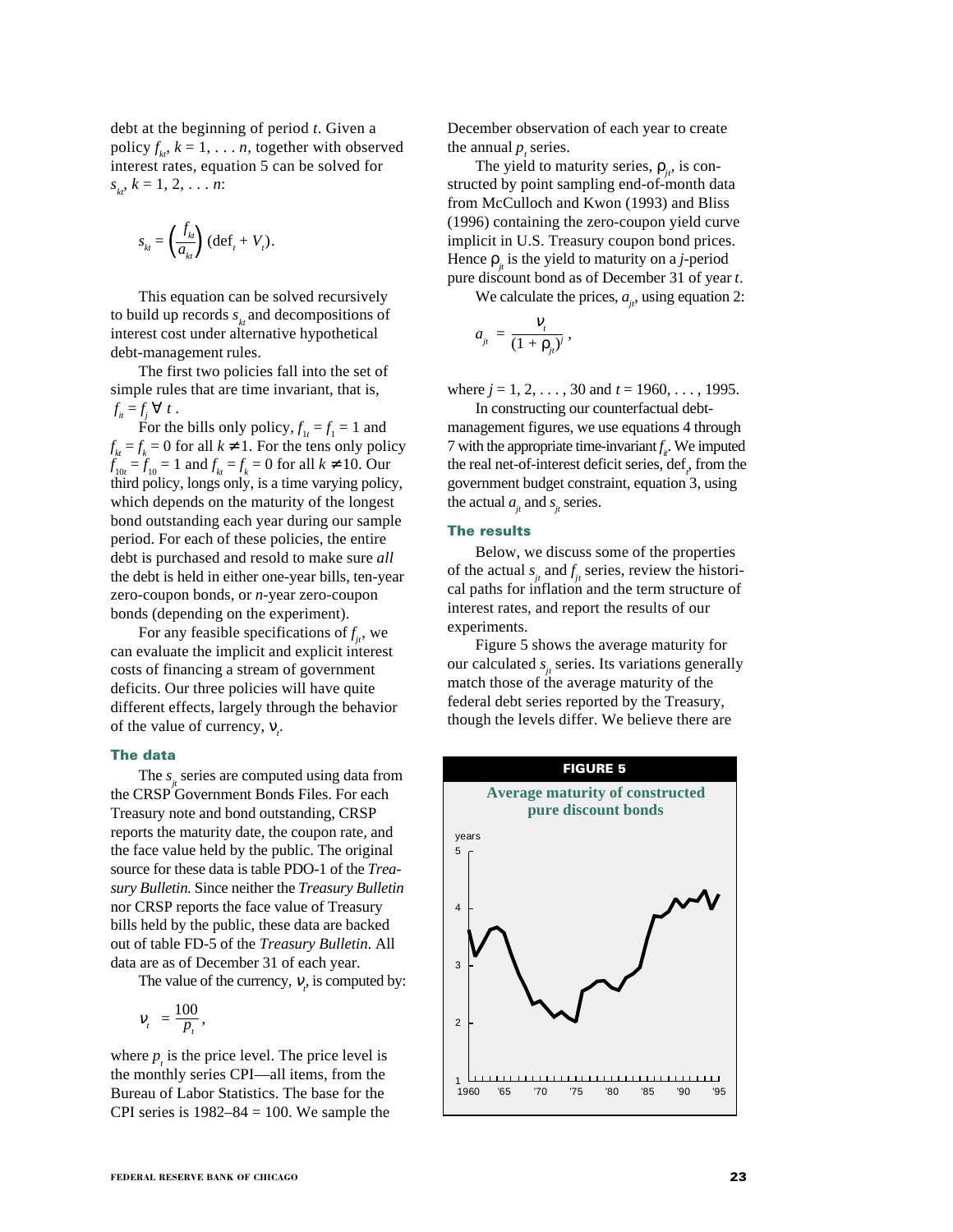debt at the beginning of period $t$. Given a policy $f_{kt}$, $k = 1, \ldots n$, together with observed interest rates, equation 5 can be solved for $s_{kt}$, $k = 1, 2, \ldots n$:

$$s_{kt} = \left(\frac{f_{kt}}{a_{kt}}\right)(\text{def}_t + V_t).$$

This equation can be solved recursively to build up records $s_{kt}$ and decompositions of interest cost under alternative hypothetical debt-management rules.

The first two policies fall into the set of simple rules that are time invariant, that is, $f_{it} = f_j \; \forall \; t$.

For the bills only policy, $f_{1t} = f_1 = 1$ and $f_{kt} = f_k = 0$ for all $k \neq 1$. For the tens only policy $f_{10t} = f_{10} = 1$ and $f_{kt} = f_k = 0$ for all $k \neq 10$. Our third policy, longs only, is a time varying policy, which depends on the maturity of the longest bond outstanding each year during our sample period. For each of these policies, the entire debt is purchased and resold to make sure *all* the debt is held in either one-year bills, ten-year zero-coupon bonds, or $n$-year zero-coupon bonds (depending on the experiment).

For any feasible specifications of $f_{jt}$, we can evaluate the implicit and explicit interest costs of financing a stream of government deficits. Our three policies will have quite different effects, largely through the behavior of the value of currency, $\nu_t$.

### The data

The $s_{jt}$ series are computed using data from the CRSP Government Bonds Files. For each Treasury note and bond outstanding, CRSP reports the maturity date, the coupon rate, and the face value held by the public. The original source for these data is table PDO-1 of the *Treasury Bulletin.* Since neither the *Treasury Bulletin* nor CRSP reports the face value of Treasury bills held by the public, these data are backed out of table FD-5 of the *Treasury Bulletin*. All data are as of December 31 of each year.

The value of the currency, $\nu_t$, is computed by:

$$\nu_t = \frac{100}{p_t},$$

where $p_t$ is the price level. The price level is the monthly series CPI—all items, from the Bureau of Labor Statistics. The base for the CPI series is 1982–84 = 100. We sample the December observation of each year to create the annual $p_t$ series.

The yield to maturity series, $\rho_{jt}$, is constructed by point sampling end-of-month data from McCulloch and Kwon (1993) and Bliss (1996) containing the zero-coupon yield curve implicit in U.S. Treasury coupon bond prices. Hence $\rho_{jt}$ is the yield to maturity on a $j$-period pure discount bond as of December 31 of year $t$.

We calculate the prices, $a_{jt}$, using equation 2:

$$a_{jt} = \frac{\nu_t}{(1 + \rho_{jt})^j},$$

where $j = 1, 2, \ldots, 30$ and $t = 1960, \ldots, 1995$.

In constructing our counterfactual debt-management figures, we use equations 4 through 7 with the appropriate time-invariant $f_{it}$. We imputed the real net-of-interest deficit series, $\text{def}_t$, from the government budget constraint, equation 3, using the actual $a_{jt}$ and $s_{jt}$ series.

### The results

Below, we discuss some of the properties of the actual $s_{jt}$ and $f_{jt}$ series, review the historical paths for inflation and the term structure of interest rates, and report the results of our experiments.

Figure 5 shows the average maturity for our calculated $s_{jt}$ series. Its variations generally match those of the average maturity of the federal debt series reported by the Treasury, though the levels differ. We believe there are

**FIGURE 5**

**Average maturity of constructed pure discount bonds**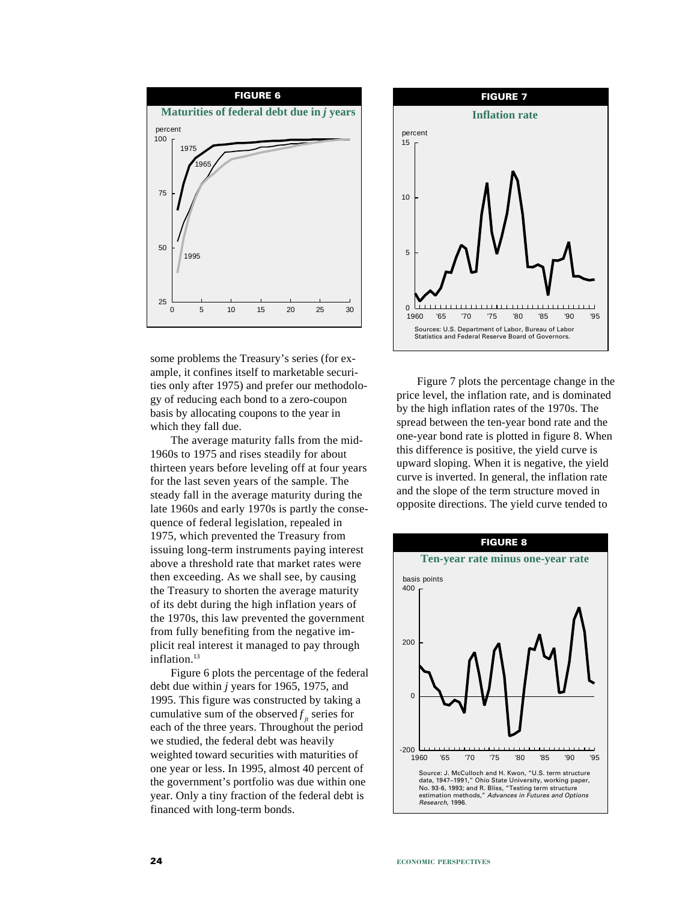**FIGURE 6**

**Maturities of federal debt due in *j* years**

**FIGURE 7**

**Inflation rate**

Sources: U.S. Department of Labor, Bureau of Labor Statistics and Federal Reserve Board of Governors.

some problems the Treasury's series (for example, it confines itself to marketable securities only after 1975) and prefer our methodology of reducing each bond to a zero-coupon basis by allocating coupons to the year in which they fall due.

The average maturity falls from the mid-1960s to 1975 and rises steadily for about thirteen years before leveling off at four years for the last seven years of the sample. The steady fall in the average maturity during the late 1960s and early 1970s is partly the consequence of federal legislation, repealed in 1975, which prevented the Treasury from issuing long-term instruments paying interest above a threshold rate that market rates were then exceeding. As we shall see, by causing the Treasury to shorten the average maturity of its debt during the high inflation years of the 1970s, this law prevented the government from fully benefiting from the negative implicit real interest it managed to pay through inflation.[13]

Figure 6 plots the percentage of the federal debt due within *j* years for 1965, 1975, and 1995. This figure was constructed by taking a cumulative sum of the observed $f_{jt}$ series for each of the three years. Throughout the period we studied, the federal debt was heavily weighted toward securities with maturities of one year or less. In 1995, almost 40 percent of the government's portfolio was due within one year. Only a tiny fraction of the federal debt is financed with long-term bonds.

Figure 7 plots the percentage change in the price level, the inflation rate, and is dominated by the high inflation rates of the 1970s. The spread between the ten-year bond rate and the one-year bond rate is plotted in figure 8. When this difference is positive, the yield curve is upward sloping. When it is negative, the yield curve is inverted. In general, the inflation rate and the slope of the term structure moved in opposite directions. The yield curve tended to

**FIGURE 8**

**Ten-year rate minus one-year rate**

Source: J. McCulloch and H. Kwon, "U.S. term structure data, 1947–1991," Ohio State University, working paper, No. 93-6, 1993; and R. Bliss, "Testing term structure estimation methods," *Advances in Futures and Options Research*, 1996.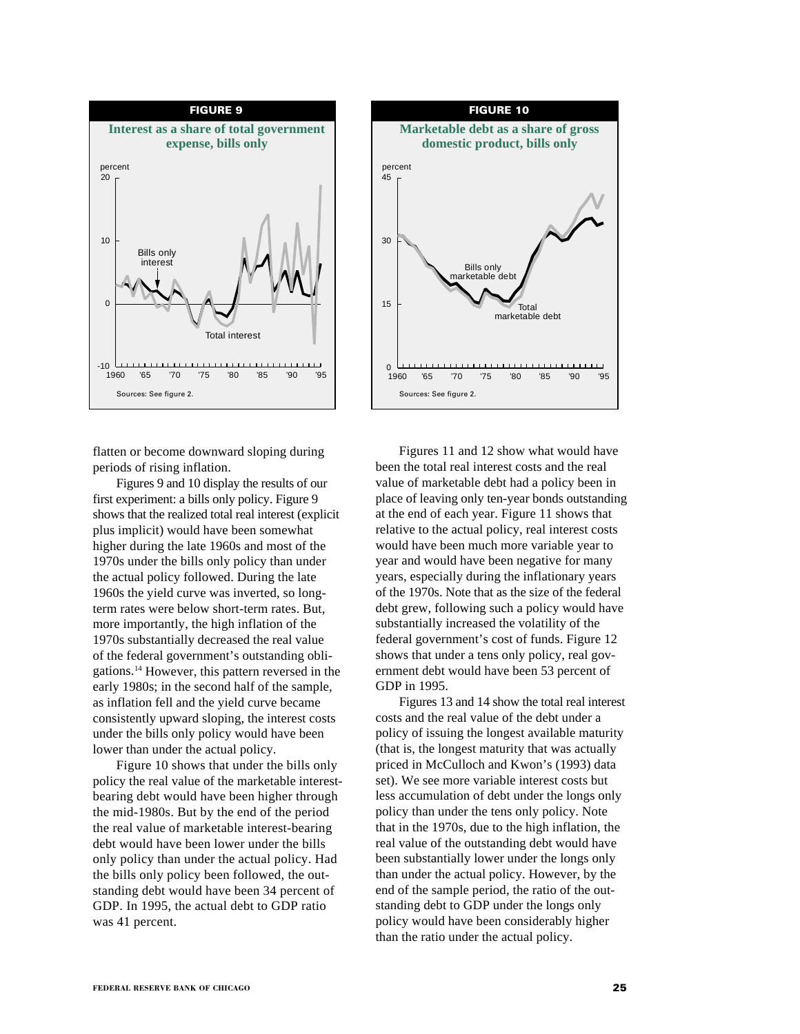**FIGURE 9**

**Interest as a share of total government expense, bills only**

Sources: See figure 2.

**FIGURE 10**

**Marketable debt as a share of gross domestic product, bills only**

Sources: See figure 2.

flatten or become downward sloping during periods of rising inflation.

Figures 9 and 10 display the results of our first experiment: a bills only policy. Figure 9 shows that the realized total real interest (explicit plus implicit) would have been somewhat higher during the late 1960s and most of the 1970s under the bills only policy than under the actual policy followed. During the late 1960s the yield curve was inverted, so long-term rates were below short-term rates. But, more importantly, the high inflation of the 1970s substantially decreased the real value of the federal government's outstanding obligations.[14] However, this pattern reversed in the early 1980s; in the second half of the sample, as inflation fell and the yield curve became consistently upward sloping, the interest costs under the bills only policy would have been lower than under the actual policy.

Figure 10 shows that under the bills only policy the real value of the marketable interest-bearing debt would have been higher through the mid-1980s. But by the end of the period the real value of marketable interest-bearing debt would have been lower under the bills only policy than under the actual policy. Had the bills only policy been followed, the outstanding debt would have been 34 percent of GDP. In 1995, the actual debt to GDP ratio was 41 percent.

Figures 11 and 12 show what would have been the total real interest costs and the real value of marketable debt had a policy been in place of leaving only ten-year bonds outstanding at the end of each year. Figure 11 shows that relative to the actual policy, real interest costs would have been much more variable year to year and would have been negative for many years, especially during the inflationary years of the 1970s. Note that as the size of the federal debt grew, following such a policy would have substantially increased the volatility of the federal government's cost of funds. Figure 12 shows that under a tens only policy, real government debt would have been 53 percent of GDP in 1995.

Figures 13 and 14 show the total real interest costs and the real value of the debt under a policy of issuing the longest available maturity (that is, the longest maturity that was actually priced in McCulloch and Kwon's (1993) data set). We see more variable interest costs but less accumulation of debt under the longs only policy than under the tens only policy. Note that in the 1970s, due to the high inflation, the real value of the outstanding debt would have been substantially lower under the longs only than under the actual policy. However, by the end of the sample period, the ratio of the outstanding debt to GDP under the longs only policy would have been considerably higher than the ratio under the actual policy.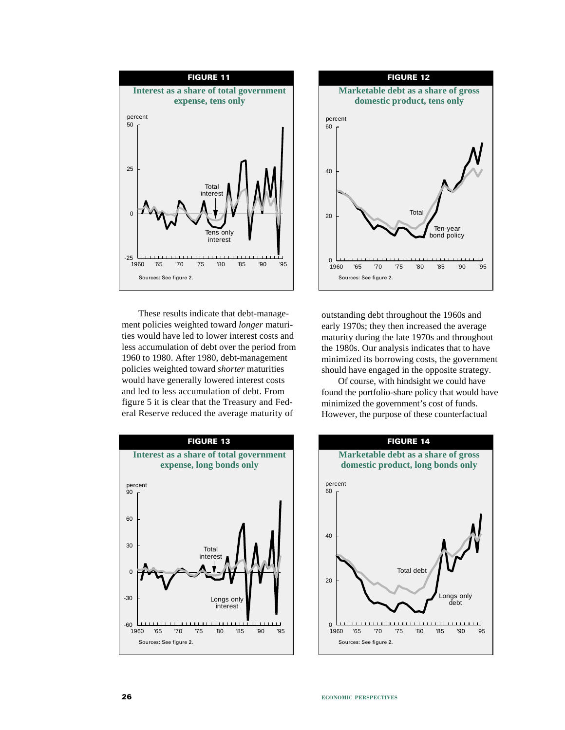**FIGURE 11**

**Interest as a share of total government expense, tens only**

Sources: See figure 2.

**FIGURE 12**

**Marketable debt as a share of gross domestic product, tens only**

Sources: See figure 2.

These results indicate that debt-management policies weighted toward *longer* maturities would have led to lower interest costs and less accumulation of debt over the period from 1960 to 1980. After 1980, debt-management policies weighted toward *shorter* maturities would have generally lowered interest costs and led to less accumulation of debt. From figure 5 it is clear that the Treasury and Federal Reserve reduced the average maturity of outstanding debt throughout the 1960s and early 1970s; they then increased the average maturity during the late 1970s and throughout the 1980s. Our analysis indicates that to have minimized its borrowing costs, the government should have engaged in the opposite strategy.

Of course, with hindsight we could have found the portfolio-share policy that would have minimized the government's cost of funds. However, the purpose of these counterfactual

**FIGURE 13**

**Interest as a share of total government expense, long bonds only**

Sources: See figure 2.

**FIGURE 14**

**Marketable debt as a share of gross domestic product, long bonds only**

Sources: See figure 2.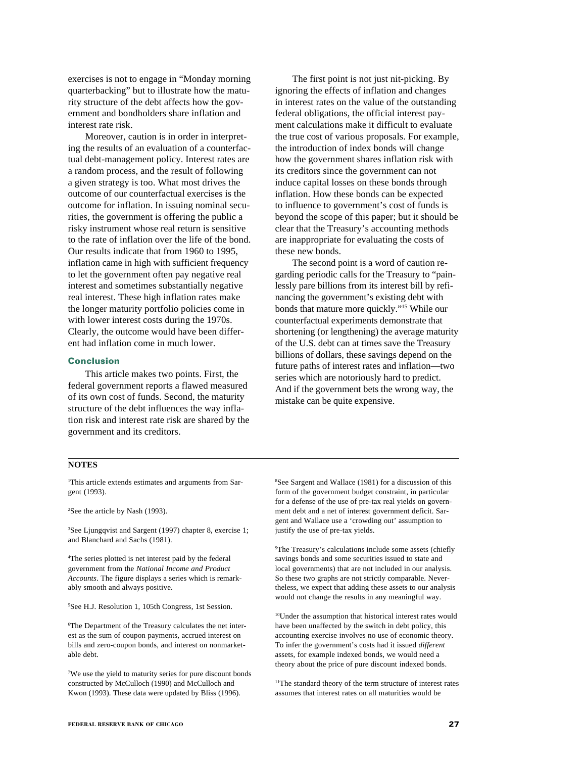exercises is not to engage in "Monday morning quarterbacking" but to illustrate how the maturity structure of the debt affects how the government and bondholders share inflation and interest rate risk.

Moreover, caution is in order in interpreting the results of an evaluation of a counterfactual debt-management policy. Interest rates are a random process, and the result of following a given strategy is too. What most drives the outcome of our counterfactual exercises is the outcome for inflation. In issuing nominal securities, the government is offering the public a risky instrument whose real return is sensitive to the rate of inflation over the life of the bond. Our results indicate that from 1960 to 1995, inflation came in high with sufficient frequency to let the government often pay negative real interest and sometimes substantially negative real interest. These high inflation rates make the longer maturity portfolio policies come in with lower interest costs during the 1970s. Clearly, the outcome would have been different had inflation come in much lower.

## Conclusion

This article makes two points. First, the federal government reports a flawed measured of its own cost of funds. Second, the maturity structure of the debt influences the way inflation risk and interest rate risk are shared by the government and its creditors.

The first point is not just nit-picking. By ignoring the effects of inflation and changes in interest rates on the value of the outstanding federal obligations, the official interest payment calculations make it difficult to evaluate the true cost of various proposals. For example, the introduction of index bonds will change how the government shares inflation risk with its creditors since the government can not induce capital losses on these bonds through inflation. How these bonds can be expected to influence to government's cost of funds is beyond the scope of this paper; but it should be clear that the Treasury's accounting methods are inappropriate for evaluating the costs of these new bonds.

The second point is a word of caution regarding periodic calls for the Treasury to "painlessly pare billions from its interest bill by refinancing the government's existing debt with bonds that mature more quickly."[15] While our counterfactual experiments demonstrate that shortening (or lengthening) the average maturity of the U.S. debt can at times save the Treasury billions of dollars, these savings depend on the future paths of interest rates and inflation—two series which are notoriously hard to predict. And if the government bets the wrong way, the mistake can be quite expensive.

---

**NOTES**

[1]This article extends estimates and arguments from Sargent (1993).

[2]See the article by Nash (1993).

[3]See Ljungqvist and Sargent (1997) chapter 8, exercise 1; and Blanchard and Sachs (1981).

[4]The series plotted is net interest paid by the federal government from the *National Income and Product Accounts*. The figure displays a series which is remarkably smooth and always positive.

[5]See H.J. Resolution 1, 105th Congress, 1st Session.

[6]The Department of the Treasury calculates the net interest as the sum of coupon payments, accrued interest on bills and zero-coupon bonds, and interest on nonmarketable debt.

[7]We use the yield to maturity series for pure discount bonds constructed by McCulloch (1990) and McCulloch and Kwon (1993). These data were updated by Bliss (1996).

[8]See Sargent and Wallace (1981) for a discussion of this form of the government budget constraint, in particular for a defense of the use of pre-tax real yields on government debt and a net of interest government deficit. Sargent and Wallace use a 'crowding out' assumption to justify the use of pre-tax yields.

[9]The Treasury's calculations include some assets (chiefly savings bonds and some securities issued to state and local governments) that are not included in our analysis. So these two graphs are not strictly comparable. Nevertheless, we expect that adding these assets to our analysis would not change the results in any meaningful way.

[10]Under the assumption that historical interest rates would have been unaffected by the switch in debt policy, this accounting exercise involves no use of economic theory. To infer the government's costs had it issued *different* assets, for example indexed bonds, we would need a theory about the price of pure discount indexed bonds.

[11]The standard theory of the term structure of interest rates assumes that interest rates on all maturities would be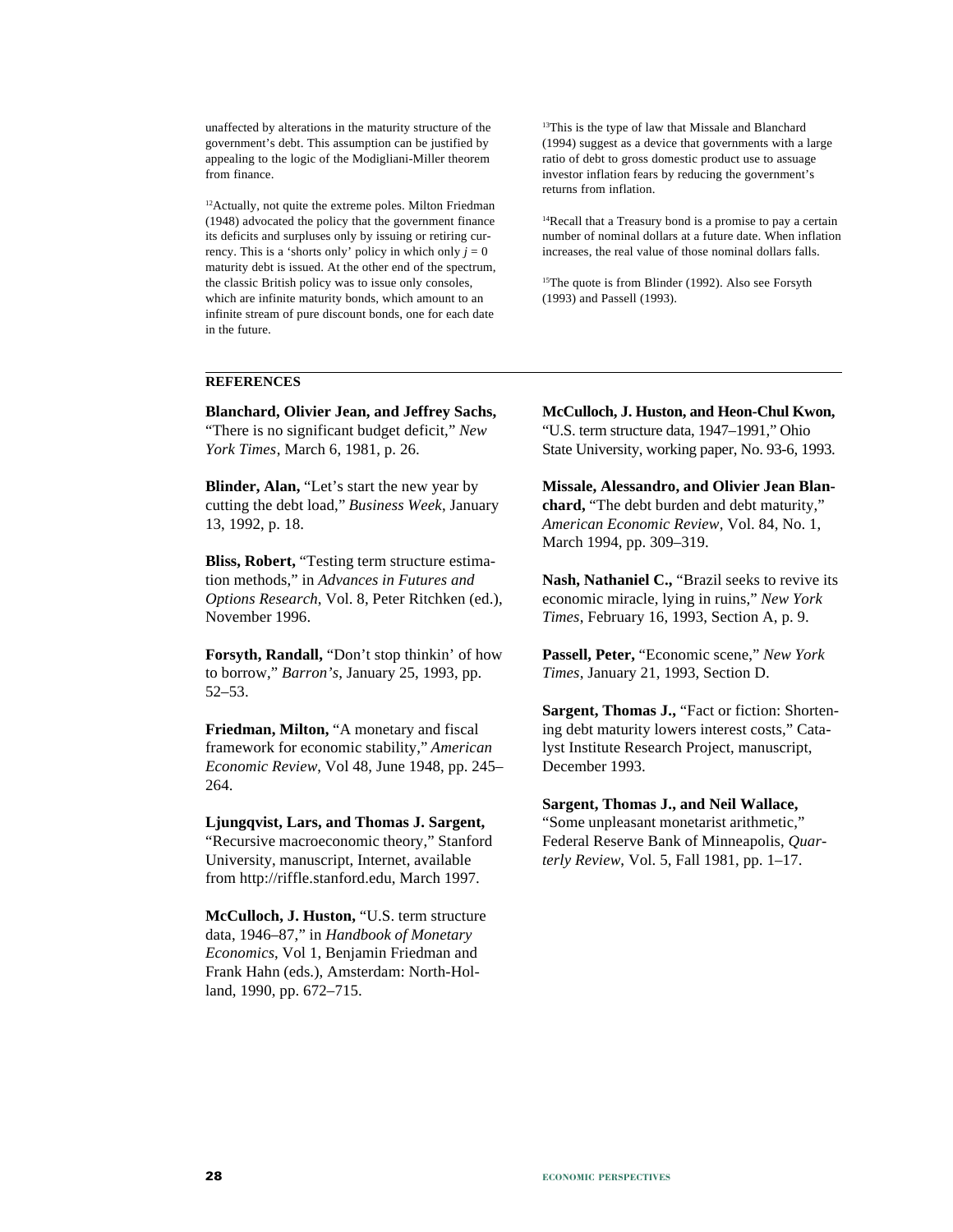unaffected by alterations in the maturity structure of the government's debt. This assumption can be justified by appealing to the logic of the Modigliani-Miller theorem from finance.

[12]Actually, not quite the extreme poles. Milton Friedman (1948) advocated the policy that the government finance its deficits and surpluses only by issuing or retiring currency. This is a 'shorts only' policy in which only $j = 0$ maturity debt is issued. At the other end of the spectrum, the classic British policy was to issue only consoles, which are infinite maturity bonds, which amount to an infinite stream of pure discount bonds, one for each date in the future.

[13]This is the type of law that Missale and Blanchard (1994) suggest as a device that governments with a large ratio of debt to gross domestic product use to assuage investor inflation fears by reducing the government's returns from inflation.

[14]Recall that a Treasury bond is a promise to pay a certain number of nominal dollars at a future date. When inflation increases, the real value of those nominal dollars falls.

[15]The quote is from Blinder (1992). Also see Forsyth (1993) and Passell (1993).

## REFERENCES

**Blanchard, Olivier Jean, and Jeffrey Sachs,** "There is no significant budget deficit," *New York Times*, March 6, 1981, p. 26.

**Blinder, Alan,** "Let's start the new year by cutting the debt load," *Business Week*, January 13, 1992, p. 18.

**Bliss, Robert,** "Testing term structure estimation methods," in *Advances in Futures and Options Research*, Vol. 8, Peter Ritchken (ed.), November 1996.

**Forsyth, Randall,** "Don't stop thinkin' of how to borrow," *Barron's*, January 25, 1993, pp. 52–53.

**Friedman, Milton,** "A monetary and fiscal framework for economic stability," *American Economic Review*, Vol 48, June 1948, pp. 245–264.

**Ljungqvist, Lars, and Thomas J. Sargent,** "Recursive macroeconomic theory," Stanford University, manuscript, Internet, available from http://riffle.stanford.edu, March 1997.

**McCulloch, J. Huston,** "U.S. term structure data, 1946–87," in *Handbook of Monetary Economics*, Vol 1, Benjamin Friedman and Frank Hahn (eds.), Amsterdam: North-Holland, 1990, pp. 672–715.

**McCulloch, J. Huston, and Heon-Chul Kwon,** "U.S. term structure data, 1947–1991," Ohio State University, working paper, No. 93-6, 1993.

**Missale, Alessandro, and Olivier Jean Blanchard,** "The debt burden and debt maturity," *American Economic Review*, Vol. 84, No. 1, March 1994, pp. 309–319.

**Nash, Nathaniel C.,** "Brazil seeks to revive its economic miracle, lying in ruins," *New York Times*, February 16, 1993, Section A, p. 9.

**Passell, Peter,** "Economic scene," *New York Times*, January 21, 1993, Section D.

**Sargent, Thomas J.,** "Fact or fiction: Shortening debt maturity lowers interest costs," Catalyst Institute Research Project, manuscript, December 1993.

**Sargent, Thomas J., and Neil Wallace,** "Some unpleasant monetarist arithmetic," Federal Reserve Bank of Minneapolis, *Quarterly Review*, Vol. 5, Fall 1981, pp. 1–17.